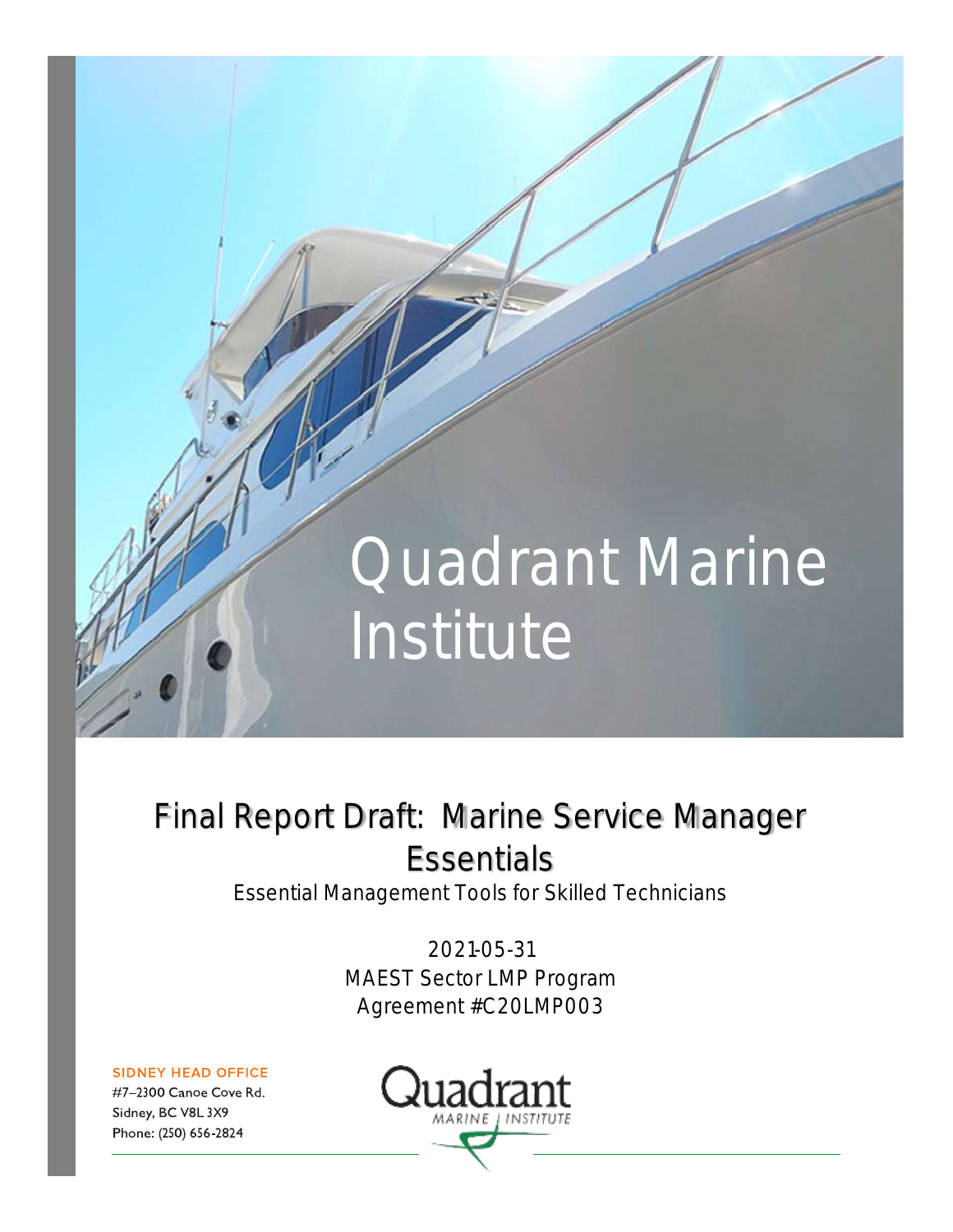# Quadrant Marine Institute

## Final Report Draft: Marine Service Manager Essentials

Essential Management Tools for Skilled Technicians

2021-05-31

MAEST Sector LMP Program

Agreement #C20LMP003

**SIDNEY HEAD OFFICE**

#7–2300 Canoe Cove Rd.

Sidney, BC V8L 3X9

Phone: (250) 656-2824

Quadrant MARINE INSTITUTE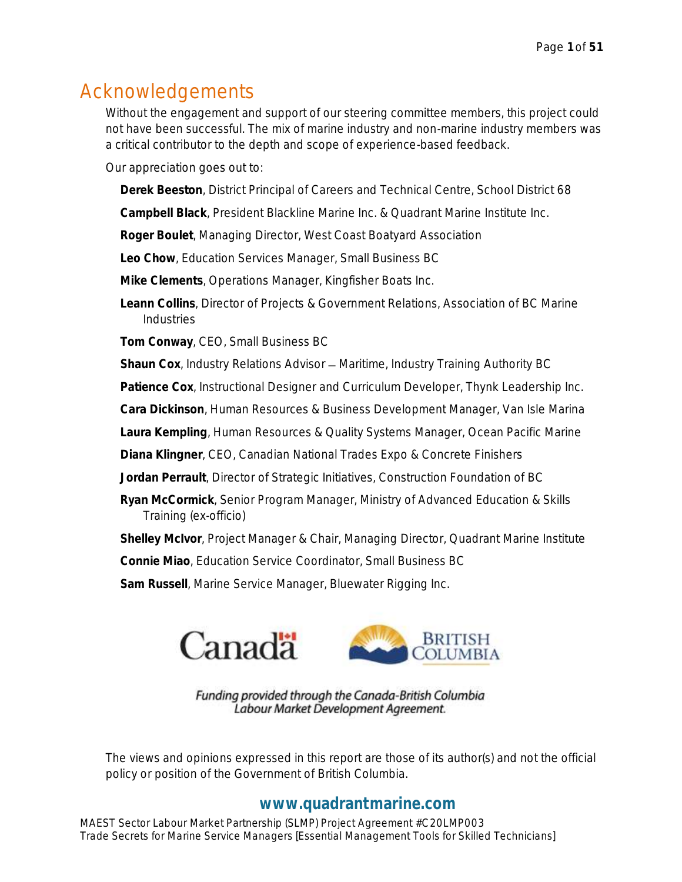# Acknowledgements

Without the engagement and support of our steering committee members, this project could not have been successful. The mix of marine industry and non-marine industry members was a critical contributor to the depth and scope of experience-based feedback.

Our appreciation goes out to:

**Derek Beeston**, District Principal of Careers and Technical Centre, School District 68

**Campbell Black**, President Blackline Marine Inc. & Quadrant Marine Institute Inc.

**Roger Boulet**, Managing Director, West Coast Boatyard Association

**Leo Chow**, Education Services Manager, Small Business BC

**Mike Clements**, Operations Manager, Kingfisher Boats Inc.

**Leann Collins**, Director of Projects & Government Relations, Association of BC Marine Industries

**Tom Conway**, CEO, Small Business BC

**Shaun Cox**, Industry Relations Advisor – Maritime, Industry Training Authority BC

**Patience Cox**, Instructional Designer and Curriculum Developer, Thynk Leadership Inc.

**Cara Dickinson**, Human Resources & Business Development Manager, Van Isle Marina

**Laura Kempling**, Human Resources & Quality Systems Manager, Ocean Pacific Marine

**Diana Klingner**, CEO, Canadian National Trades Expo & Concrete Finishers

**Jordan Perrault**, Director of Strategic Initiatives, Construction Foundation of BC

**Ryan McCormick**, Senior Program Manager, Ministry of Advanced Education & Skills Training (ex-officio)

**Shelley McIvor**, Project Manager & Chair, Managing Director, Quadrant Marine Institute

**Connie Miao**, Education Service Coordinator, Small Business BC

**Sam Russell**, Marine Service Manager, Bluewater Rigging Inc.

Canada BRITISH COLUMBIA

*Funding provided through the Canada-British Columbia Labour Market Development Agreement.*

The views and opinions expressed in this report are those of its author(s) and not the official policy or position of the Government of British Columbia.

**www.quadrantmarine.com**

MAEST Sector Labour Market Partnership (SLMP) Project Agreement #C20LMP003
Trade Secrets for Marine Service Managers [Essential Management Tools for Skilled Technicians]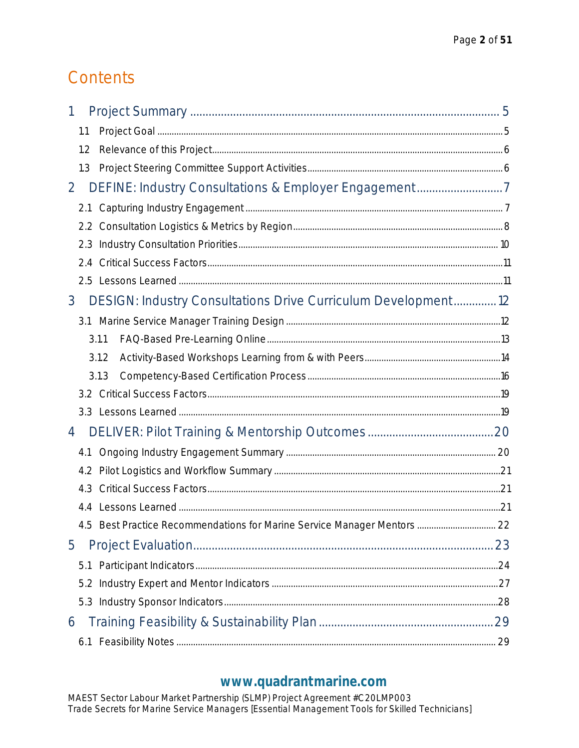# Contents

1 Project Summary ..................................................................................... 5

 1.1 Project Goal ..................................................................................... 5

 1.2 Relevance of this Project ..................................................................................... 6

 1.3 Project Steering Committee Support Activities ..................................................................................... 6

2 DEFINE: Industry Consultations & Employer Engagement ..................................................................................... 7

 2.1 Capturing Industry Engagement ..................................................................................... 7

 2.2 Consultation Logistics & Metrics by Region ..................................................................................... 8

 2.3 Industry Consultation Priorities ..................................................................................... 10

 2.4 Critical Success Factors ..................................................................................... 11

 2.5 Lessons Learned ..................................................................................... 11

3 DESIGN: Industry Consultations Drive Curriculum Development ..................................................................................... 12

 3.1 Marine Service Manager Training Design ..................................................................................... 12

  3.1.1 FAQ-Based Pre-Learning Online ..................................................................................... 13

  3.1.2 Activity-Based Workshops Learning from & with Peers ..................................................................................... 14

  3.1.3 Competency-Based Certification Process ..................................................................................... 16

 3.2 Critical Success Factors ..................................................................................... 19

 3.3 Lessons Learned ..................................................................................... 19

4 DELIVER: Pilot Training & Mentorship Outcomes ..................................................................................... 20

 4.1 Ongoing Industry Engagement Summary ..................................................................................... 20

 4.2 Pilot Logistics and Workflow Summary ..................................................................................... 21

 4.3 Critical Success Factors ..................................................................................... 21

 4.4 Lessons Learned ..................................................................................... 21

 4.5 Best Practice Recommendations for Marine Service Manager Mentors ..................................................................................... 22

5 Project Evaluation ..................................................................................... 23

 5.1 Participant Indicators ..................................................................................... 24

 5.2 Industry Expert and Mentor Indicators ..................................................................................... 27

 5.3 Industry Sponsor Indicators ..................................................................................... 28

6 Training Feasibility & Sustainability Plan ..................................................................................... 29

 6.1 Feasibility Notes ..................................................................................... 29

**www.quadrantmarine.com**

MAEST Sector Labour Market Partnership (SLMP) Project Agreement #C20LMP003
Trade Secrets for Marine Service Managers [Essential Management Tools for Skilled Technicians]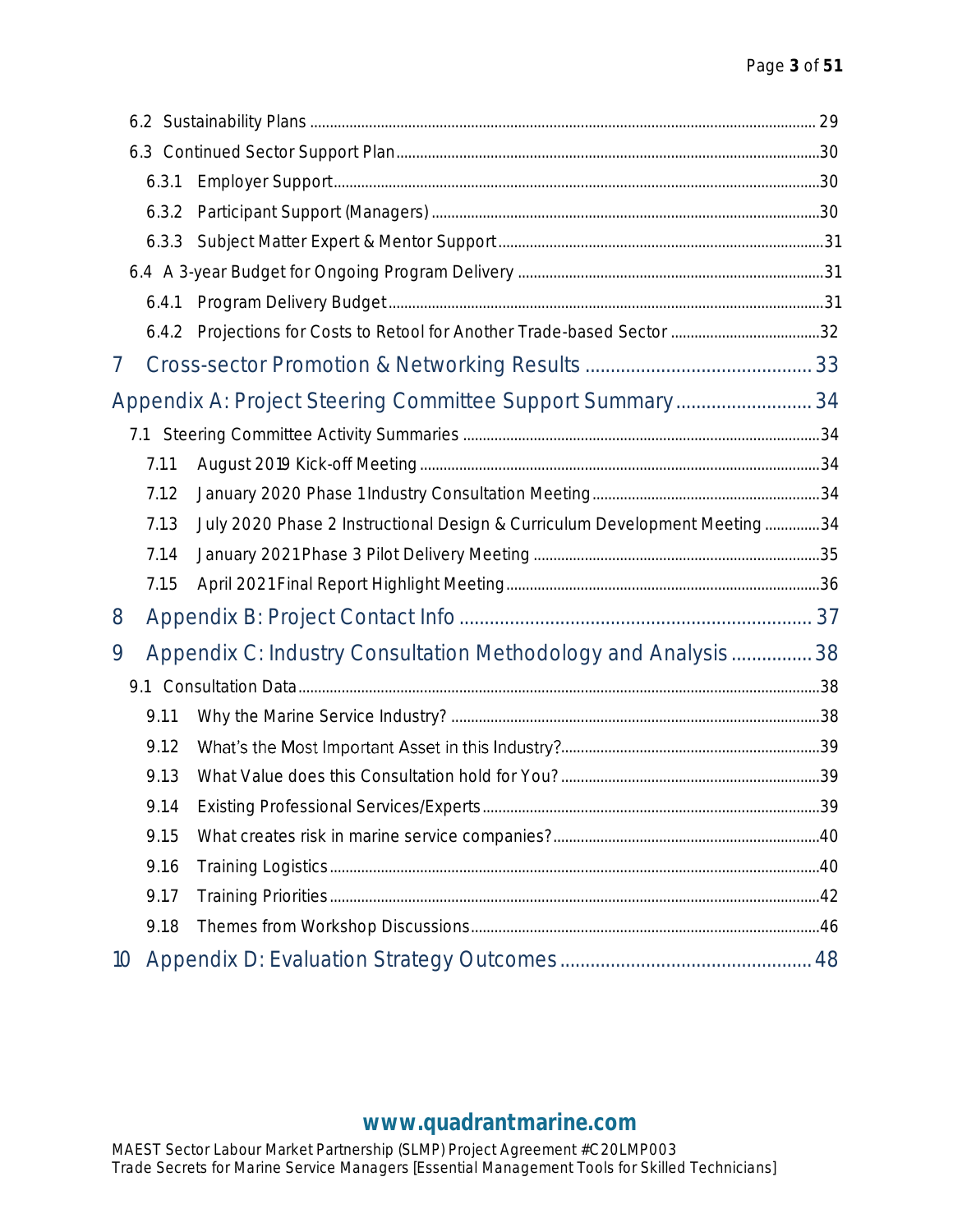- 6.2 Sustainability Plans ........ 29
- 6.3 Continued Sector Support Plan ........ 30
  - 6.3.1 Employer Support ........ 30
  - 6.3.2 Participant Support (Managers) ........ 30
  - 6.3.3 Subject Matter Expert & Mentor Support ........ 31
- 6.4 A 3-year Budget for Ongoing Program Delivery ........ 31
  - 6.4.1 Program Delivery Budget ........ 31
  - 6.4.2 Projections for Costs to Retool for Another Trade-based Sector ........ 32

7 Cross-sector Promotion & Networking Results ........ 33

Appendix A: Project Steering Committee Support Summary ........ 34

- 7.1 Steering Committee Activity Summaries ........ 34
  - 7.11 August 2019 Kick-off Meeting ........ 34
  - 7.12 January 2020 Phase 1 Industry Consultation Meeting ........ 34
  - 7.13 July 2020 Phase 2 Instructional Design & Curriculum Development Meeting ........ 34
  - 7.14 January 2021 Phase 3 Pilot Delivery Meeting ........ 35
  - 7.15 April 2021 Final Report Highlight Meeting ........ 36

8 Appendix B: Project Contact Info ........ 37

9 Appendix C: Industry Consultation Methodology and Analysis ........ 38

- 9.1 Consultation Data ........ 38
  - 9.11 Why the Marine Service Industry? ........ 38
  - 9.12 What's the Most Important Asset in this Industry? ........ 39
  - 9.13 What Value does this Consultation hold for You? ........ 39
  - 9.14 Existing Professional Services/Experts ........ 39
  - 9.15 What creates risk in marine service companies? ........ 40
  - 9.16 Training Logistics ........ 40
  - 9.17 Training Priorities ........ 42
  - 9.18 Themes from Workshop Discussions ........ 46

10 Appendix D: Evaluation Strategy Outcomes ........ 48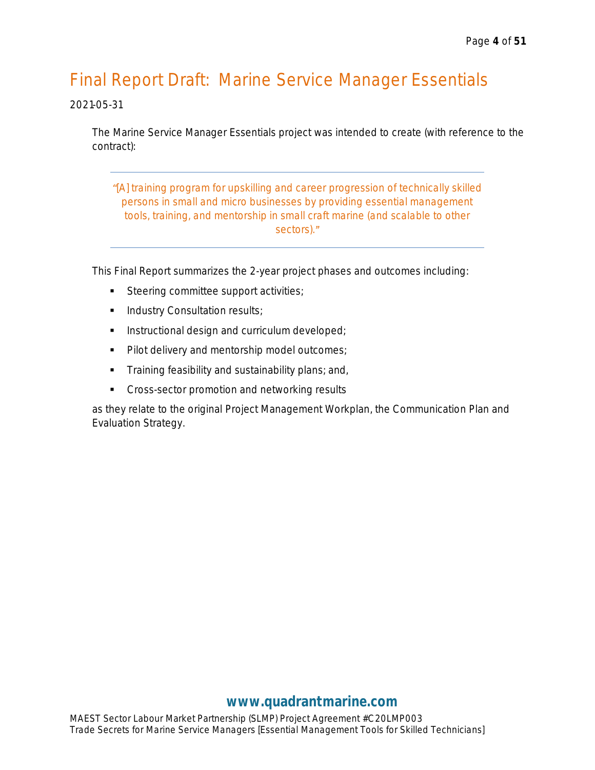# Final Report Draft: Marine Service Manager Essentials

2021-05-31

The Marine Service Manager Essentials project was intended to create (with reference to the contract):

> *"[A] training program for upskilling and career progression of technically skilled persons in small and micro businesses by providing essential management tools, training, and mentorship in small craft marine (and scalable to other sectors)."*

This Final Report summarizes the 2-year project phases and outcomes including:

- Steering committee support activities;
- Industry Consultation results;
- Instructional design and curriculum developed;
- Pilot delivery and mentorship model outcomes;
- Training feasibility and sustainability plans; and,
- Cross-sector promotion and networking results

as they relate to the original Project Management Workplan, the Communication Plan and Evaluation Strategy.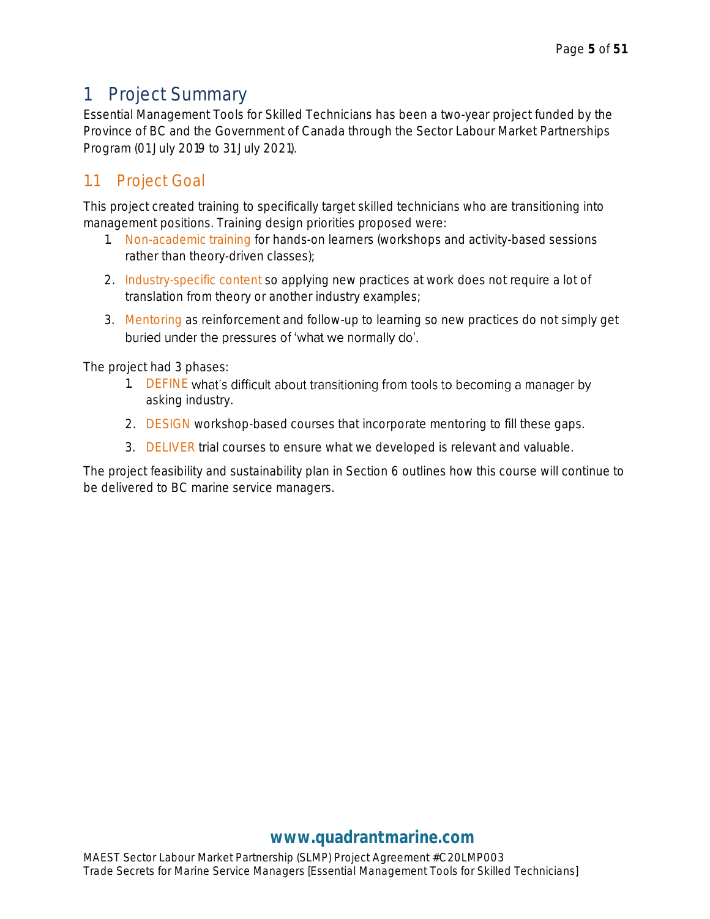# 1 Project Summary

Essential Management Tools for Skilled Technicians has been a two-year project funded by the Province of BC and the Government of Canada through the Sector Labour Market Partnerships Program (01 July 2019 to 31 July 2021).

## 1.1 Project Goal

This project created training to specifically target skilled technicians who are transitioning into management positions. Training design priorities proposed were:

1. Non-academic training for hands-on learners (workshops and activity-based sessions rather than theory-driven classes);
2. Industry-specific content so applying new practices at work does not require a lot of translation from theory or another industry examples;
3. Mentoring as reinforcement and follow-up to learning so new practices do not simply get buried under the pressures of 'what we normally do'.

The project had 3 phases:

1. DEFINE what's difficult about transitioning from tools to becoming a manager by asking industry.
2. DESIGN workshop-based courses that incorporate mentoring to fill these gaps.
3. DELIVER trial courses to ensure what we developed is relevant and valuable.

The project feasibility and sustainability plan in Section 6 outlines how this course will continue to be delivered to BC marine service managers.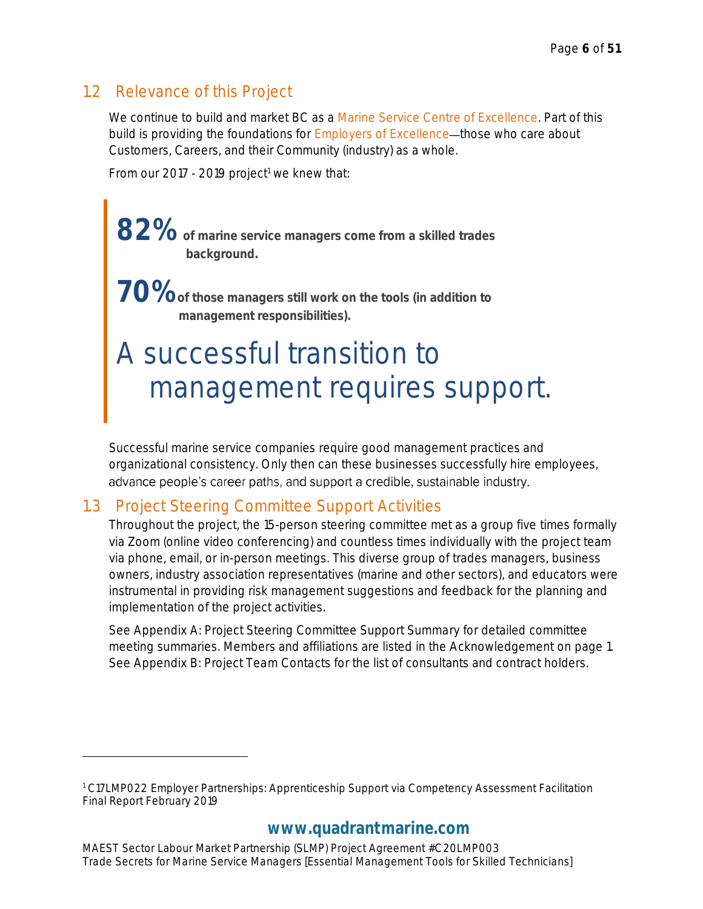## 1.2 Relevance of this Project

We continue to build and market BC as a Marine Service Centre of Excellence. Part of this build is providing the foundations for Employers of Excellence—those who care about Customers, Careers, and their Community (industry) as a whole.

From our 2017 - 2019 project[1] we knew that:

> **82%** **of marine service managers come from a skilled trades background.**
>
> **70%** **of those managers still work on the tools (in addition to management responsibilities).**
>
> A successful transition to management requires support.

Successful marine service companies require good management practices and organizational consistency. Only then can these businesses successfully hire employees, advance people's career paths, and support a credible, sustainable industry.

## 1.3 Project Steering Committee Support Activities

Throughout the project, the 15-person steering committee met as a group five times formally via Zoom (online video conferencing) and countless times individually with the project team via phone, email, or in-person meetings. This diverse group of trades managers, business owners, industry association representatives (marine and other sectors), and educators were instrumental in providing risk management suggestions and feedback for the planning and implementation of the project activities.

See Appendix A: Project Steering Committee Support Summary for detailed committee meeting summaries. Members and affiliations are listed in the Acknowledgement on page 1. See Appendix B: Project Team Contacts for the list of consultants and contract holders.

---

[1] C17LMP022 Employer Partnerships: Apprenticeship Support via Competency Assessment Facilitation Final Report February 2019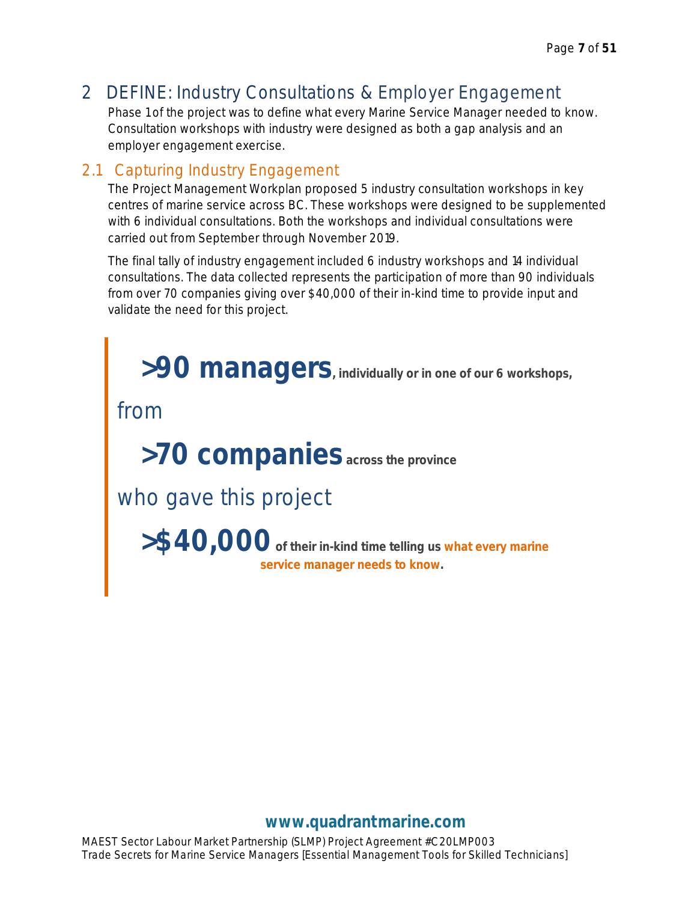# 2 DEFINE: Industry Consultations & Employer Engagement

Phase 1 of the project was to define what every Marine Service Manager needed to know. Consultation workshops with industry were designed as both a gap analysis and an employer engagement exercise.

## 2.1 Capturing Industry Engagement

The Project Management Workplan proposed 5 industry consultation workshops in key centres of marine service across BC. These workshops were designed to be supplemented with 6 individual consultations. Both the workshops and individual consultations were carried out from September through November 2019.

The final tally of industry engagement included 6 industry workshops and 14 individual consultations. The data collected represents the participation of more than 90 individuals from over 70 companies giving over $40,000 of their in-kind time to provide input and validate the need for this project.

> **>90 managers**, **individually or in one of our 6 workshops,**
>
> from
>
> **>70 companies** **across the province**
>
> who gave this project
>
> **>$40,000** **of their in-kind time telling us what every marine service manager needs to know.**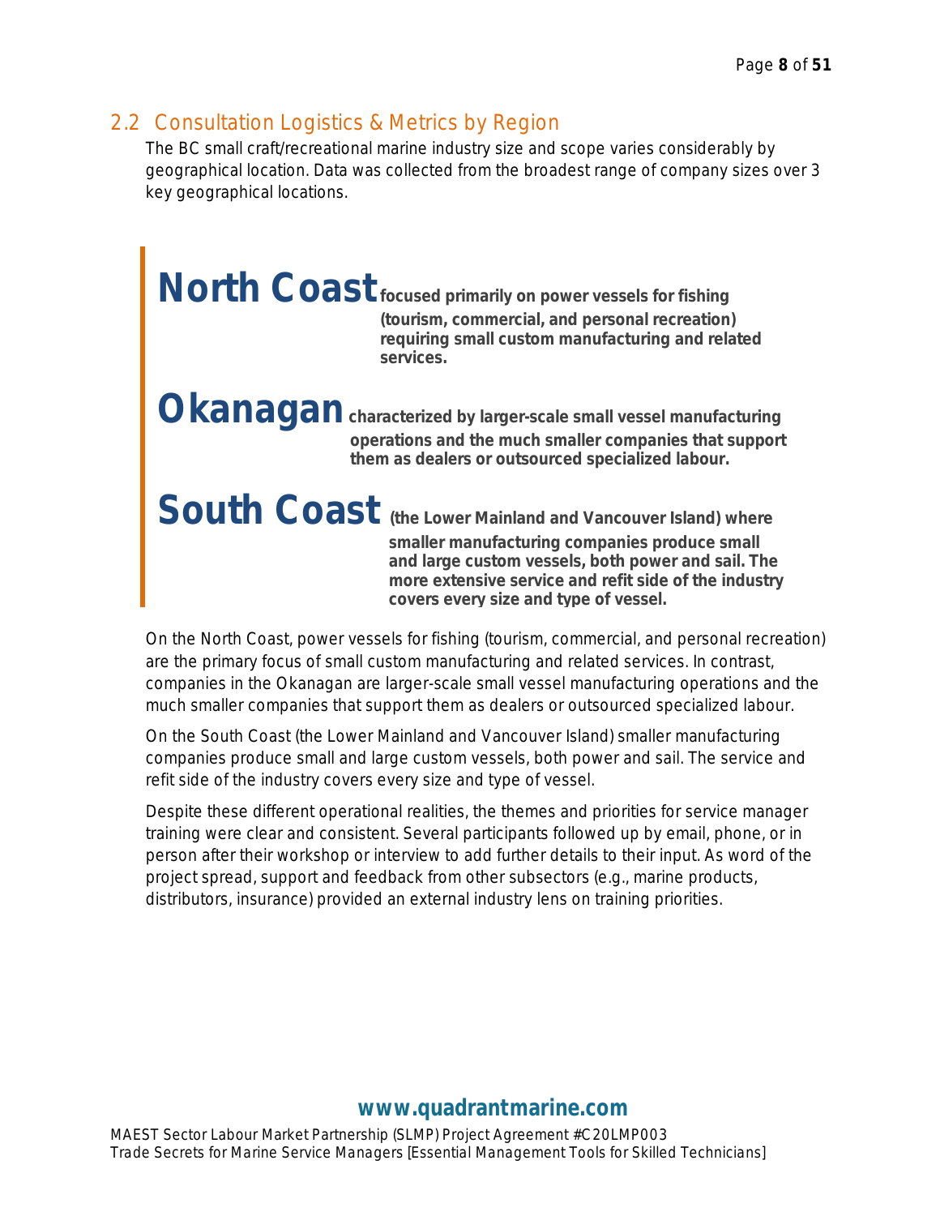## 2.2 Consultation Logistics & Metrics by Region

The BC small craft/recreational marine industry size and scope varies considerably by geographical location. Data was collected from the broadest range of company sizes over 3 key geographical locations.

**North Coast** focused primarily on power vessels for fishing (tourism, commercial, and personal recreation) requiring small custom manufacturing and related services.

**Okanagan** characterized by larger-scale small vessel manufacturing operations and the much smaller companies that support them as dealers or outsourced specialized labour.

**South Coast** (the Lower Mainland and Vancouver Island) where smaller manufacturing companies produce small and large custom vessels, both power and sail. The more extensive service and refit side of the industry covers every size and type of vessel.

On the North Coast, power vessels for fishing (tourism, commercial, and personal recreation) are the primary focus of small custom manufacturing and related services. In contrast, companies in the Okanagan are larger-scale small vessel manufacturing operations and the much smaller companies that support them as dealers or outsourced specialized labour.

On the South Coast (the Lower Mainland and Vancouver Island) smaller manufacturing companies produce small and large custom vessels, both power and sail. The service and refit side of the industry covers every size and type of vessel.

Despite these different operational realities, the themes and priorities for service manager training were clear and consistent. Several participants followed up by email, phone, or in person after their workshop or interview to add further details to their input. As word of the project spread, support and feedback from other subsectors (e.g., marine products, distributors, insurance) provided an external industry lens on training priorities.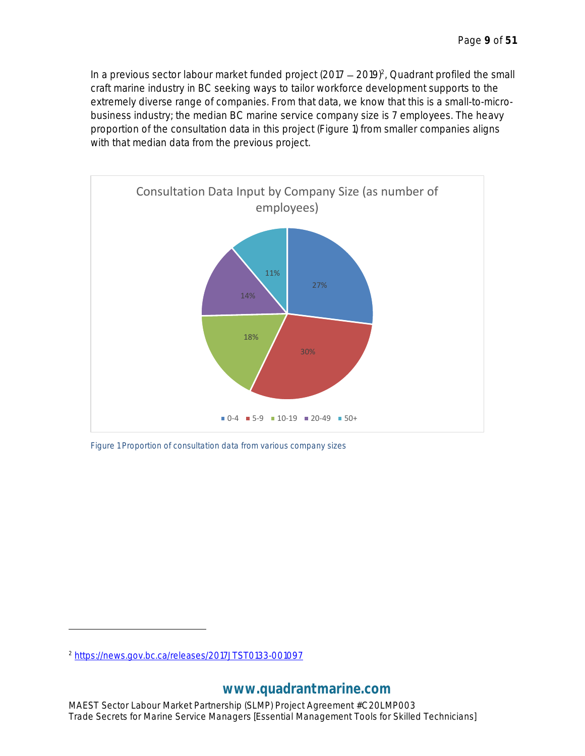In a previous sector labour market funded project (2017 – 2019)[2], Quadrant profiled the small craft marine industry in BC seeking ways to tailor workforce development supports to the extremely diverse range of companies. From that data, we know that this is a small-to-micro-business industry; the median BC marine service company size is 7 employees. The heavy proportion of the consultation data in this project (Figure 1) from smaller companies aligns with that median data from the previous project.

Consultation Data Input by Company Size (as number of employees)

| Company Size | Proportion |
|---|---|
| 0-4 | 27% |
| 5-9 | 30% |
| 10-19 | 18% |
| 20-49 | 14% |
| 50+ | 11% |

Figure 1 Proportion of consultation data from various company sizes

[2] https://news.gov.bc.ca/releases/2017JTST0133-001097

www.quadrantmarine.com

MAEST Sector Labour Market Partnership (SLMP) Project Agreement #C20LMP003
Trade Secrets for Marine Service Managers [Essential Management Tools for Skilled Technicians]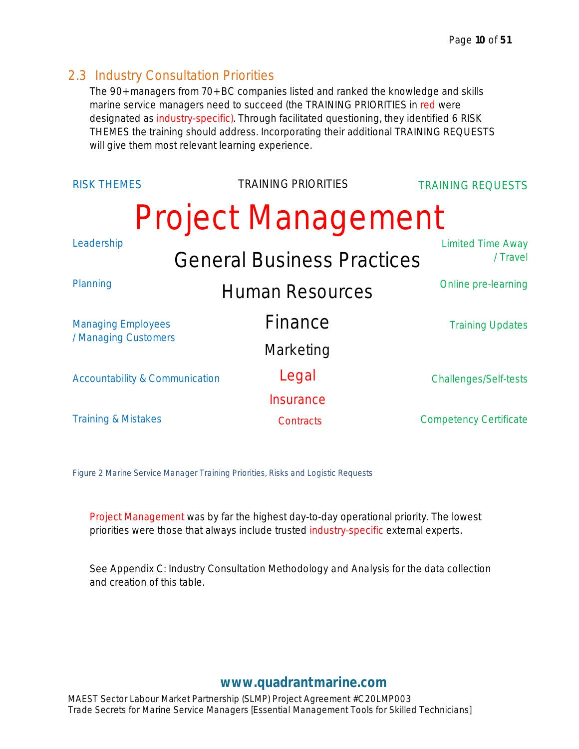## 2.3 Industry Consultation Priorities

The 90+ managers from 70+ BC companies listed and ranked the knowledge and skills marine service managers need to succeed (the TRAINING PRIORITIES in red were designated as industry-specific). Through facilitated questioning, they identified 6 RISK THEMES the training should address. Incorporating their additional TRAINING REQUESTS will give them most relevant learning experience.

| RISK THEMES | TRAINING PRIORITIES | TRAINING REQUESTS |
|---|---|---|
| | Project Management | |
| Leadership | General Business Practices | Limited Time Away / Travel |
| Planning | Human Resources | Online pre-learning |
| Managing Employees / Managing Customers | Finance | Training Updates |
| | Marketing | |
| Accountability & Communication | Legal | Challenges/Self-tests |
| | Insurance | |
| Training & Mistakes | Contracts | Competency Certificate |

Figure 2 Marine Service Manager Training Priorities, Risks and Logistic Requests

Project Management was by far the highest day-to-day operational priority. The lowest priorities were those that always include trusted industry-specific external experts.

See Appendix C: Industry Consultation Methodology and Analysis for the data collection and creation of this table.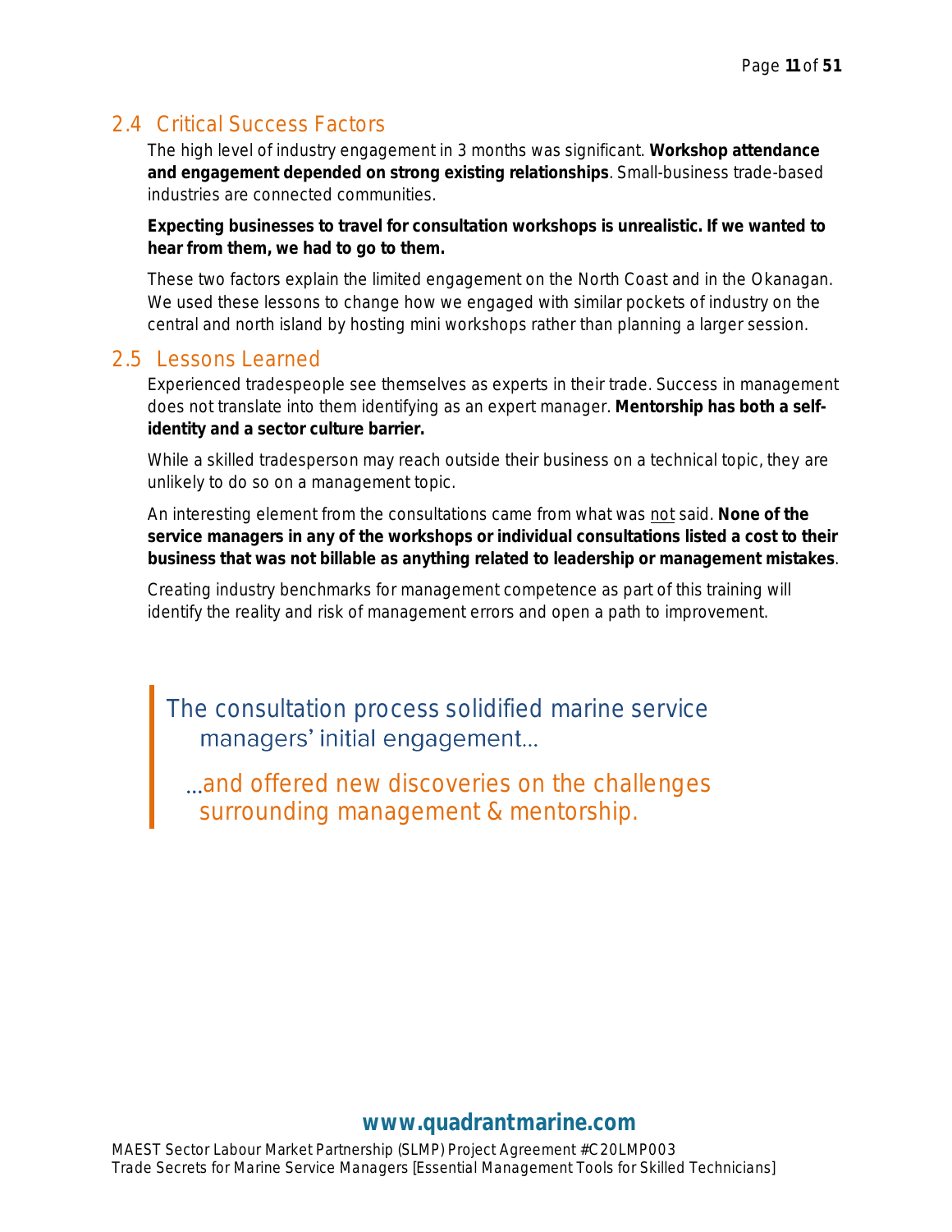## 2.4 Critical Success Factors

The high level of industry engagement in 3 months was significant. **Workshop attendance and engagement depended on strong existing relationships**. Small-business trade-based industries are connected communities.

**Expecting businesses to travel for consultation workshops is unrealistic. If we wanted to hear from them, we had to go to them.**

These two factors explain the limited engagement on the North Coast and in the Okanagan. We used these lessons to change how we engaged with similar pockets of industry on the central and north island by hosting mini workshops rather than planning a larger session.

## 2.5 Lessons Learned

Experienced tradespeople see themselves as experts in their trade. Success in management does not translate into them identifying as an expert manager. **Mentorship has both a self-identity and a sector culture barrier.**

While a skilled tradesperson may reach outside their business on a technical topic, they are unlikely to do so on a management topic.

An interesting element from the consultations came from what was not said. **None of the service managers in any of the workshops or individual consultations listed a cost to their business that was not billable as anything related to leadership or management mistakes**.

Creating industry benchmarks for management competence as part of this training will identify the reality and risk of management errors and open a path to improvement.

> The consultation process solidified marine service managers' initial engagement…
>
> …and offered new discoveries on the challenges surrounding management & mentorship.

www.quadrantmarine.com

MAEST Sector Labour Market Partnership (SLMP) Project Agreement #C20LMP003
Trade Secrets for Marine Service Managers [Essential Management Tools for Skilled Technicians]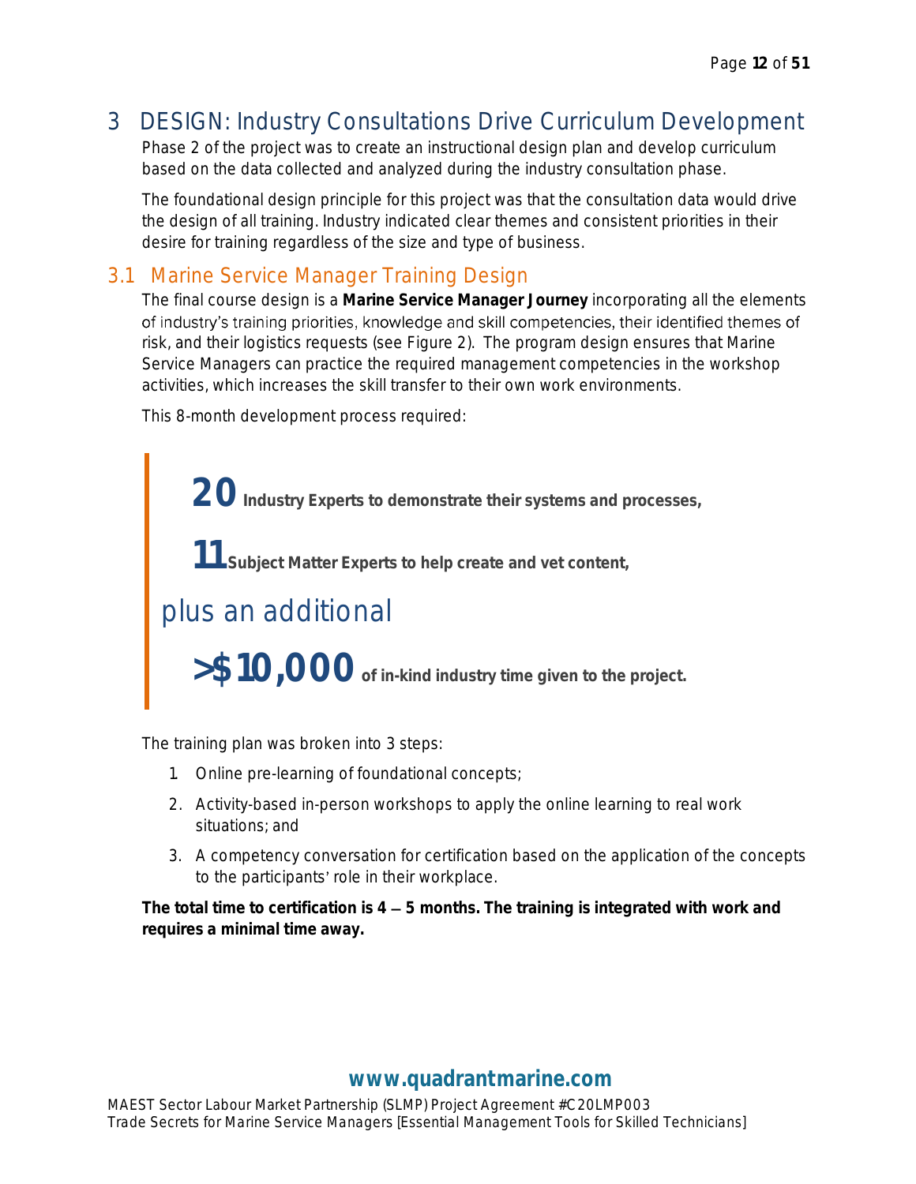# 3 DESIGN: Industry Consultations Drive Curriculum Development

Phase 2 of the project was to create an instructional design plan and develop curriculum based on the data collected and analyzed during the industry consultation phase.

The foundational design principle for this project was that the consultation data would drive the design of all training. Industry indicated clear themes and consistent priorities in their desire for training regardless of the size and type of business.

## 3.1 Marine Service Manager Training Design

The final course design is a **Marine Service Manager Journey** incorporating all the elements of industry's training priorities, knowledge and skill competencies, their identified themes of risk, and their logistics requests (see Figure 2). The program design ensures that Marine Service Managers can practice the required management competencies in the workshop activities, which increases the skill transfer to their own work environments.

This 8-month development process required:

> **20** **Industry Experts to demonstrate their systems and processes,**
>
> **11** **Subject Matter Experts to help create and vet content,**
>
> plus an additional
>
> **>$10,000** **of in-kind industry time given to the project.**

The training plan was broken into 3 steps:

1. Online pre-learning of foundational concepts;
2. Activity-based in-person workshops to apply the online learning to real work situations; and
3. A competency conversation for certification based on the application of the concepts to the participants' role in their workplace.

**The total time to certification is 4 – 5 months. The training is integrated with work and requires a minimal time away.**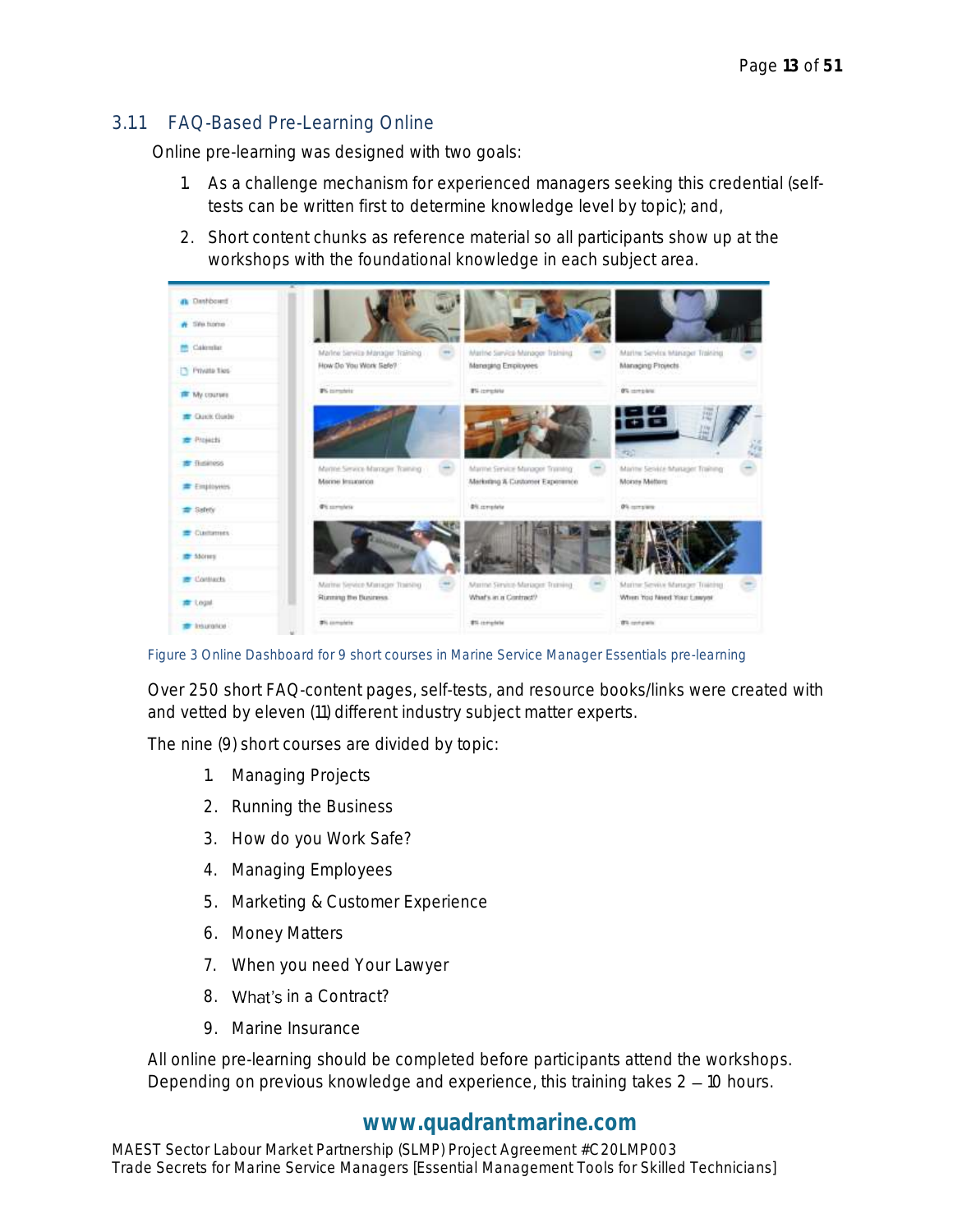## 3.11 FAQ-Based Pre-Learning Online

Online pre-learning was designed with two goals:

1. As a challenge mechanism for experienced managers seeking this credential (self-tests can be written first to determine knowledge level by topic); and,
2. Short content chunks as reference material so all participants show up at the workshops with the foundational knowledge in each subject area.

Figure 3 Online Dashboard for 9 short courses in Marine Service Manager Essentials pre-learning

Over 250 short FAQ-content pages, self-tests, and resource books/links were created with and vetted by eleven (11) different industry subject matter experts.

The nine (9) short courses are divided by topic:

1. Managing Projects
2. Running the Business
3. How do you Work Safe?
4. Managing Employees
5. Marketing & Customer Experience
6. Money Matters
7. When you need Your Lawyer
8. What's in a Contract?
9. Marine Insurance

All online pre-learning should be completed before participants attend the workshops. Depending on previous knowledge and experience, this training takes 2 – 10 hours.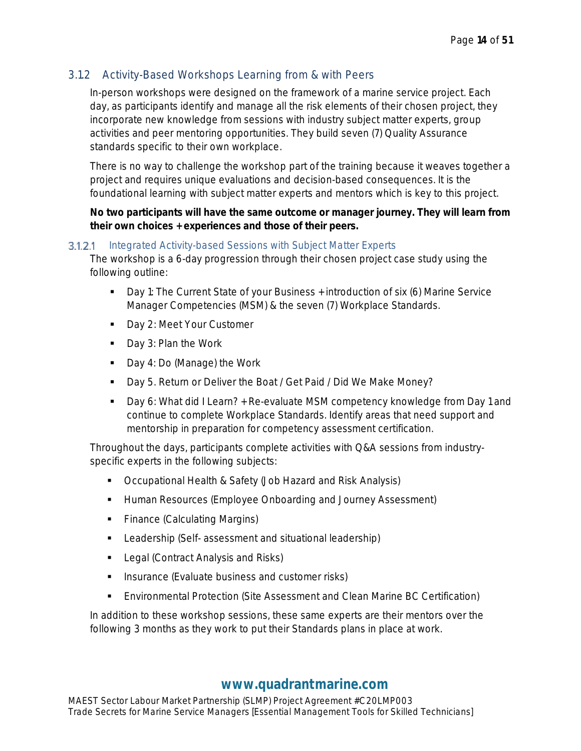## 3.12 Activity-Based Workshops Learning from & with Peers

In-person workshops were designed on the framework of a marine service project. Each day, as participants identify and manage all the risk elements of their chosen project, they incorporate new knowledge from sessions with industry subject matter experts, group activities and peer mentoring opportunities. They build seven (7) Quality Assurance standards specific to their own workplace.

There is no way to challenge the workshop part of the training because it weaves together a project and requires unique evaluations and decision-based consequences. It is the foundational learning with subject matter experts and mentors which is key to this project.

**No two participants will have the same outcome or manager journey. They will learn from their own choices + experiences and those of their peers.**

#### 3.1.2.1 Integrated Activity-based Sessions with Subject Matter Experts

The workshop is a 6-day progression through their chosen project case study using the following outline:

- Day 1: The Current State of your Business + introduction of six (6) Marine Service Manager Competencies (MSM) & the seven (7) Workplace Standards.
- Day 2: Meet Your Customer
- Day 3: Plan the Work
- Day 4: Do (Manage) the Work
- Day 5. Return or Deliver the Boat / Get Paid / Did We Make Money?
- Day 6: What did I Learn? + Re-evaluate MSM competency knowledge from Day 1 and continue to complete Workplace Standards. Identify areas that need support and mentorship in preparation for competency assessment certification.

Throughout the days, participants complete activities with Q&A sessions from industry-specific experts in the following subjects:

- Occupational Health & Safety (Job Hazard and Risk Analysis)
- Human Resources (Employee Onboarding and Journey Assessment)
- Finance (Calculating Margins)
- Leadership (Self- assessment and situational leadership)
- Legal (Contract Analysis and Risks)
- Insurance (Evaluate business and customer risks)
- Environmental Protection (Site Assessment and Clean Marine BC Certification)

In addition to these workshop sessions, these same experts are their mentors over the following 3 months as they work to put their Standards plans in place at work.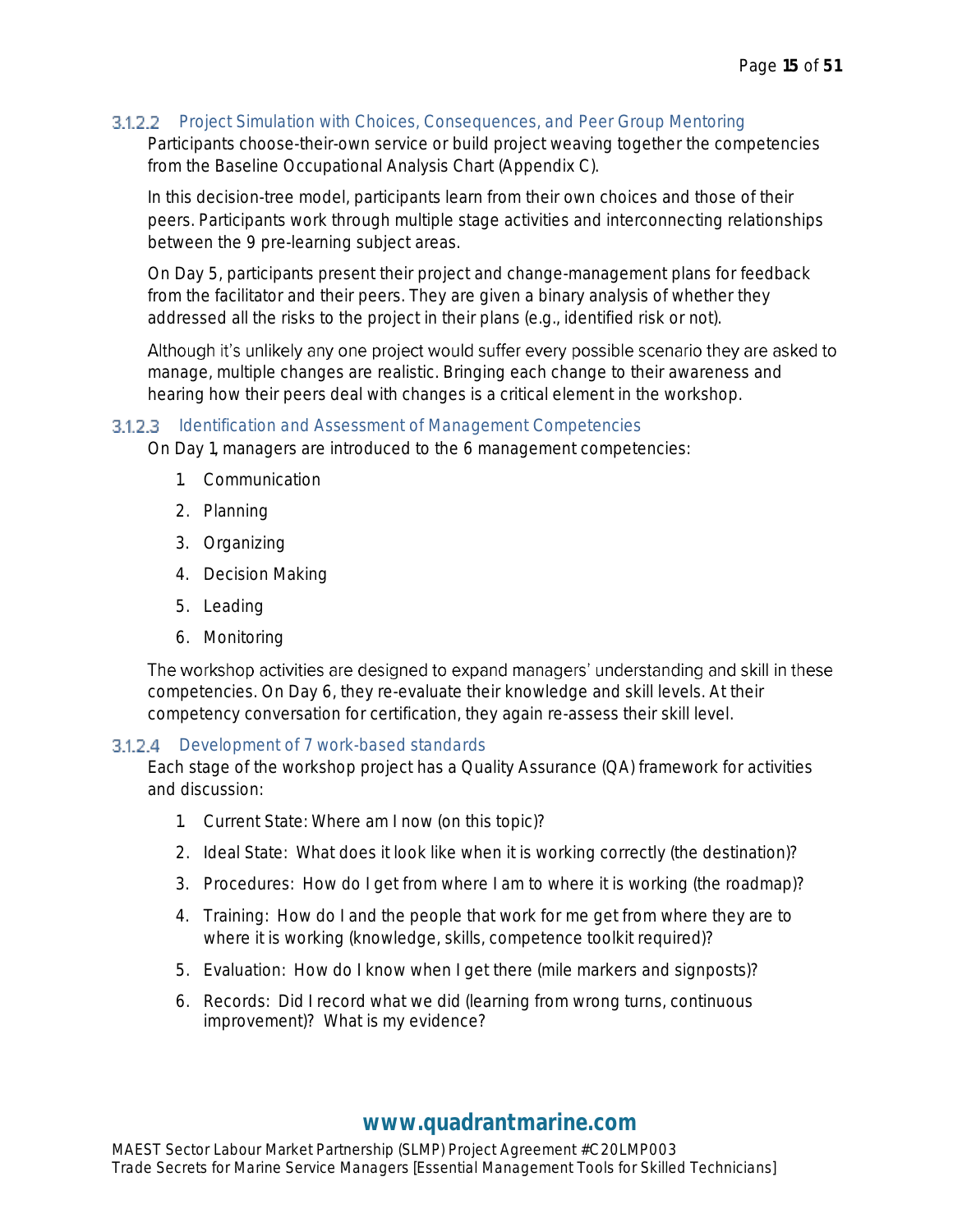#### 3.1.2.2 Project Simulation with Choices, Consequences, and Peer Group Mentoring

Participants choose-their-own service or build project weaving together the competencies from the Baseline Occupational Analysis Chart (Appendix C).

In this decision-tree model, participants learn from their own choices and those of their peers. Participants work through multiple stage activities and interconnecting relationships between the 9 pre-learning subject areas.

On Day 5, participants present their project and change-management plans for feedback from the facilitator and their peers. They are given a binary analysis of whether they addressed all the risks to the project in their plans (e.g., identified risk or not).

Although it's unlikely any one project would suffer every possible scenario they are asked to manage, multiple changes are realistic. Bringing each change to their awareness and hearing how their peers deal with changes is a critical element in the workshop.

#### 3.1.2.3 Identification and Assessment of Management Competencies

On Day 1, managers are introduced to the 6 management competencies:

1. Communication
2. Planning
3. Organizing
4. Decision Making
5. Leading
6. Monitoring

The workshop activities are designed to expand managers' understanding and skill in these competencies. On Day 6, they re-evaluate their knowledge and skill levels. At their competency conversation for certification, they again re-assess their skill level.

#### 3.1.2.4 Development of 7 work-based standards

Each stage of the workshop project has a Quality Assurance (QA) framework for activities and discussion:

1. Current State: Where am I now (on this topic)?
2. Ideal State: What does it look like when it is working correctly (the destination)?
3. Procedures: How do I get from where I am to where it is working (the roadmap)?
4. Training: How do I and the people that work for me get from where they are to where it is working (knowledge, skills, competence toolkit required)?
5. Evaluation: How do I know when I get there (mile markers and signposts)?
6. Records: Did I record what we did (learning from wrong turns, continuous improvement)? What is my evidence?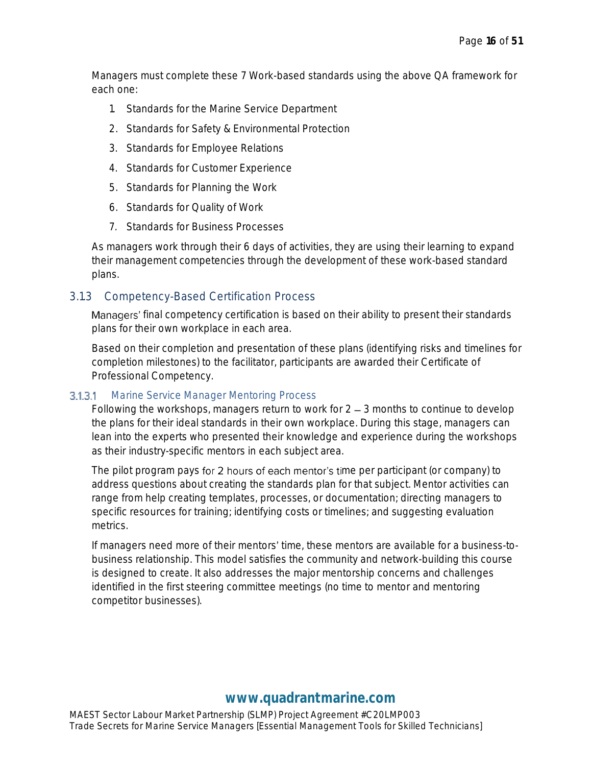Managers must complete these 7 Work-based standards using the above QA framework for each one:

1. Standards for the Marine Service Department
2. Standards for Safety & Environmental Protection
3. Standards for Employee Relations
4. Standards for Customer Experience
5. Standards for Planning the Work
6. Standards for Quality of Work
7. Standards for Business Processes

As managers work through their 6 days of activities, they are using their learning to expand their management competencies through the development of these work-based standard plans.

## 3.1.3 Competency-Based Certification Process

Managers' final competency certification is based on their ability to present their standards plans for their own workplace in each area.

Based on their completion and presentation of these plans (identifying risks and timelines for completion milestones) to the facilitator, participants are awarded their Certificate of Professional Competency.

### 3.1.3.1 Marine Service Manager Mentoring Process

Following the workshops, managers return to work for 2 – 3 months to continue to develop the plans for their ideal standards in their own workplace. During this stage, managers can lean into the experts who presented their knowledge and experience during the workshops as their industry-specific mentors in each subject area.

The pilot program pays for 2 hours of each mentor's time per participant (or company) to address questions about creating the standards plan for that subject. Mentor activities can range from help creating templates, processes, or documentation; directing managers to specific resources for training; identifying costs or timelines; and suggesting evaluation metrics.

If managers need more of their mentors' time, these mentors are available for a business-to-business relationship. This model satisfies the community and network-building this course is designed to create. It also addresses the major mentorship concerns and challenges identified in the first steering committee meetings (no time to mentor and mentoring competitor businesses).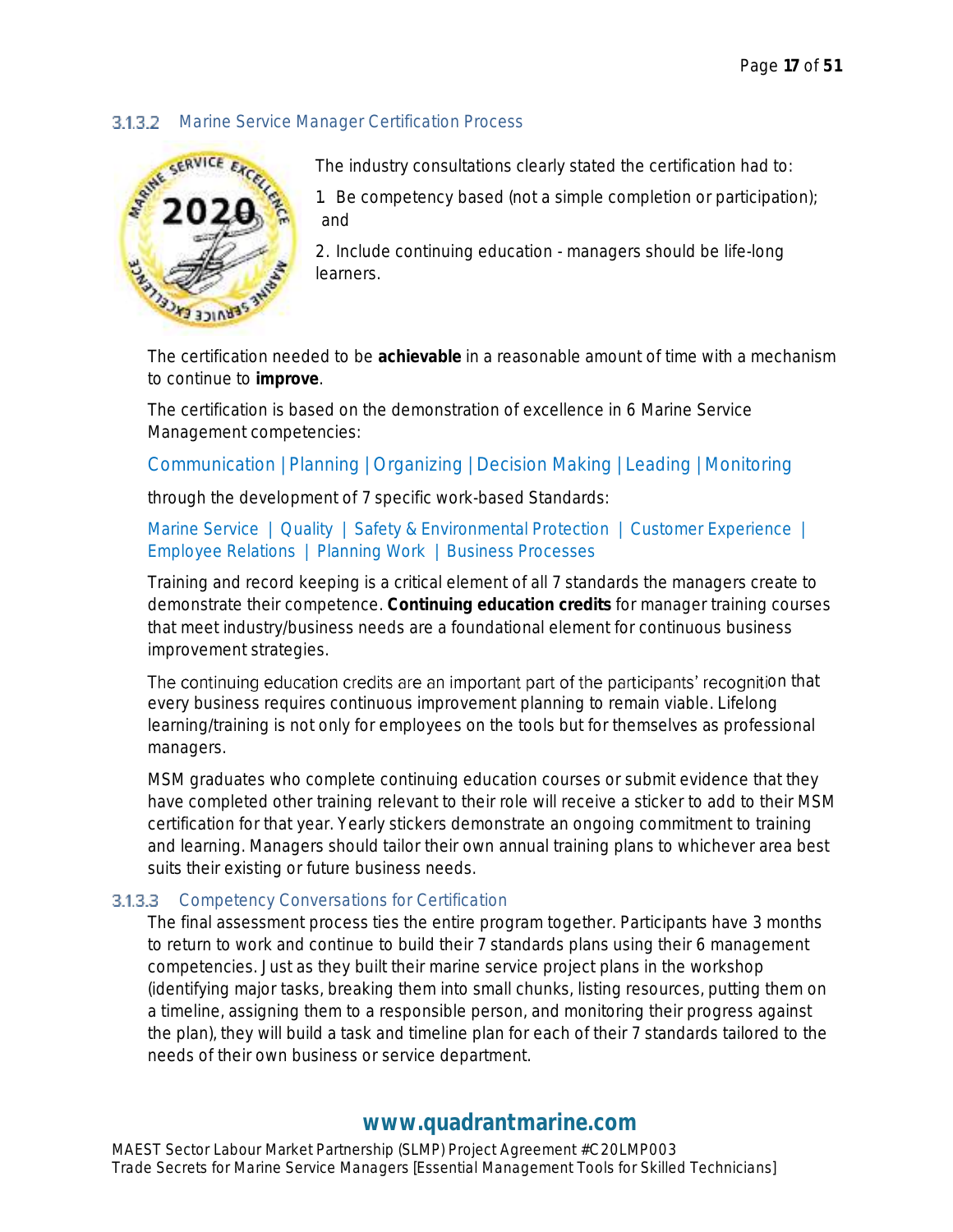#### 3.1.3.2 Marine Service Manager Certification Process

The industry consultations clearly stated the certification had to:

1. Be competency based (not a simple completion or participation); and
2. Include continuing education - managers should be life-long learners.

The certification needed to be **achievable** in a reasonable amount of time with a mechanism to continue to **improve**.

The certification is based on the demonstration of excellence in 6 Marine Service Management competencies:

Communication | Planning | Organizing | Decision Making | Leading | Monitoring

through the development of 7 specific work-based Standards:

Marine Service | Quality | Safety & Environmental Protection | Customer Experience | Employee Relations | Planning Work | Business Processes

Training and record keeping is a critical element of all 7 standards the managers create to demonstrate their competence. **Continuing education credits** for manager training courses that meet industry/business needs are a foundational element for continuous business improvement strategies.

The continuing education credits are an important part of the participants' recognition that every business requires continuous improvement planning to remain viable. Lifelong learning/training is not only for employees on the tools but for themselves as professional managers.

MSM graduates who complete continuing education courses or submit evidence that they have completed other training relevant to their role will receive a sticker to add to their MSM certification for that year. Yearly stickers demonstrate an ongoing commitment to training and learning. Managers should tailor their own annual training plans to whichever area best suits their existing or future business needs.

#### 3.1.3.3 Competency Conversations for Certification

The final assessment process ties the entire program together. Participants have 3 months to return to work and continue to build their 7 standards plans using their 6 management competencies. Just as they built their marine service project plans in the workshop (identifying major tasks, breaking them into small chunks, listing resources, putting them on a timeline, assigning them to a responsible person, and monitoring their progress against the plan), they will build a task and timeline plan for each of their 7 standards tailored to the needs of their own business or service department.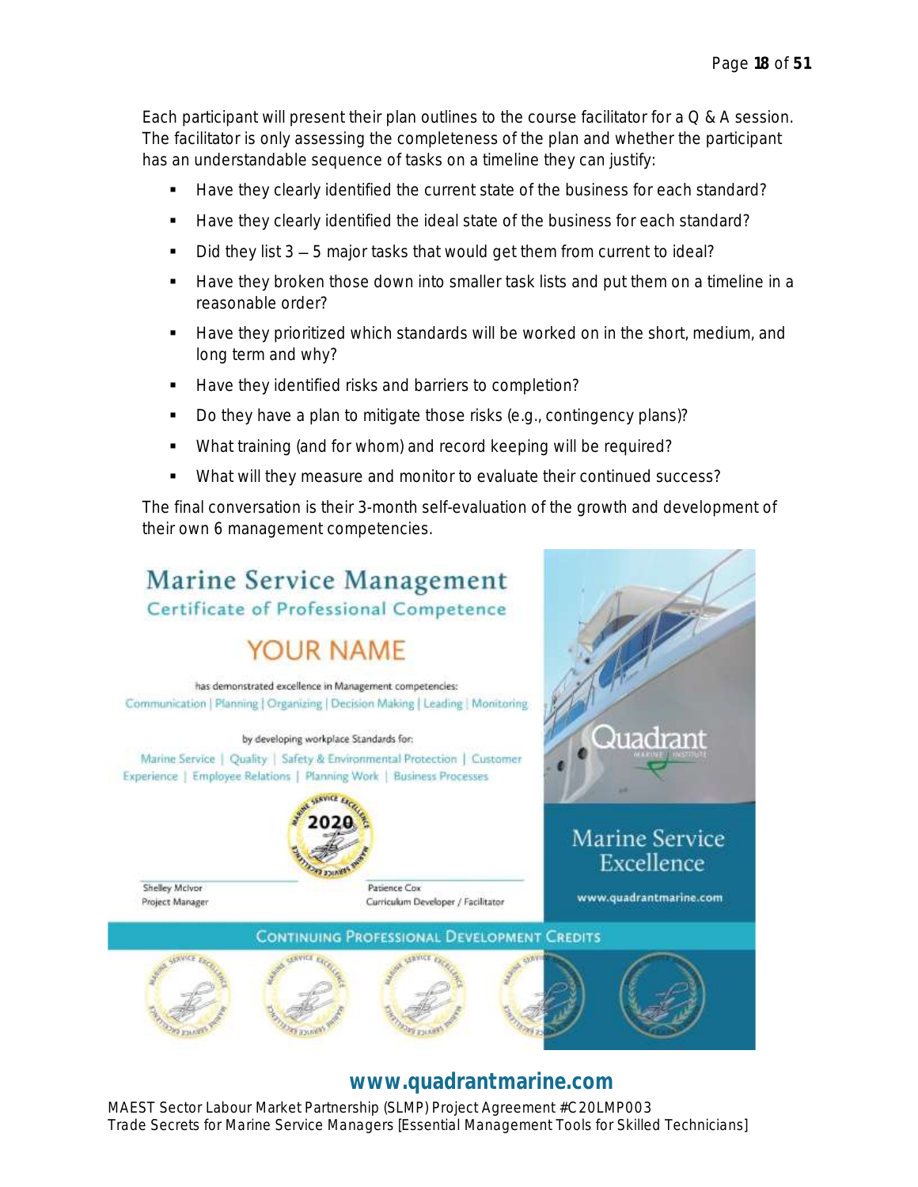Each participant will present their plan outlines to the course facilitator for a Q & A session. The facilitator is only assessing the completeness of the plan and whether the participant has an understandable sequence of tasks on a timeline they can justify:

- Have they clearly identified the current state of the business for each standard?
- Have they clearly identified the ideal state of the business for each standard?
- Did they list 3 – 5 major tasks that would get them from current to ideal?
- Have they broken those down into smaller task lists and put them on a timeline in a reasonable order?
- Have they prioritized which standards will be worked on in the short, medium, and long term and why?
- Have they identified risks and barriers to completion?
- Do they have a plan to mitigate those risks (e.g., contingency plans)?
- What training (and for whom) and record keeping will be required?
- What will they measure and monitor to evaluate their continued success?

The final conversation is their 3-month self-evaluation of the growth and development of their own 6 management competencies.

Marine Service Management
Certificate of Professional Competence

YOUR NAME

has demonstrated excellence in Management competencies:
Communication | Planning | Organizing | Decision Making | Leading | Monitoring

by developing workplace Standards for:
Marine Service | Quality | Safety & Environmental Protection | Customer Experience | Employee Relations | Planning Work | Business Processes

2020

Shelley McIvor
Project Manager

Patience Cox
Curriculum Developer / Facilitator

Quadrant Marine Institute

Marine Service Excellence

www.quadrantmarine.com

CONTINUING PROFESSIONAL DEVELOPMENT CREDITS

**www.quadrantmarine.com**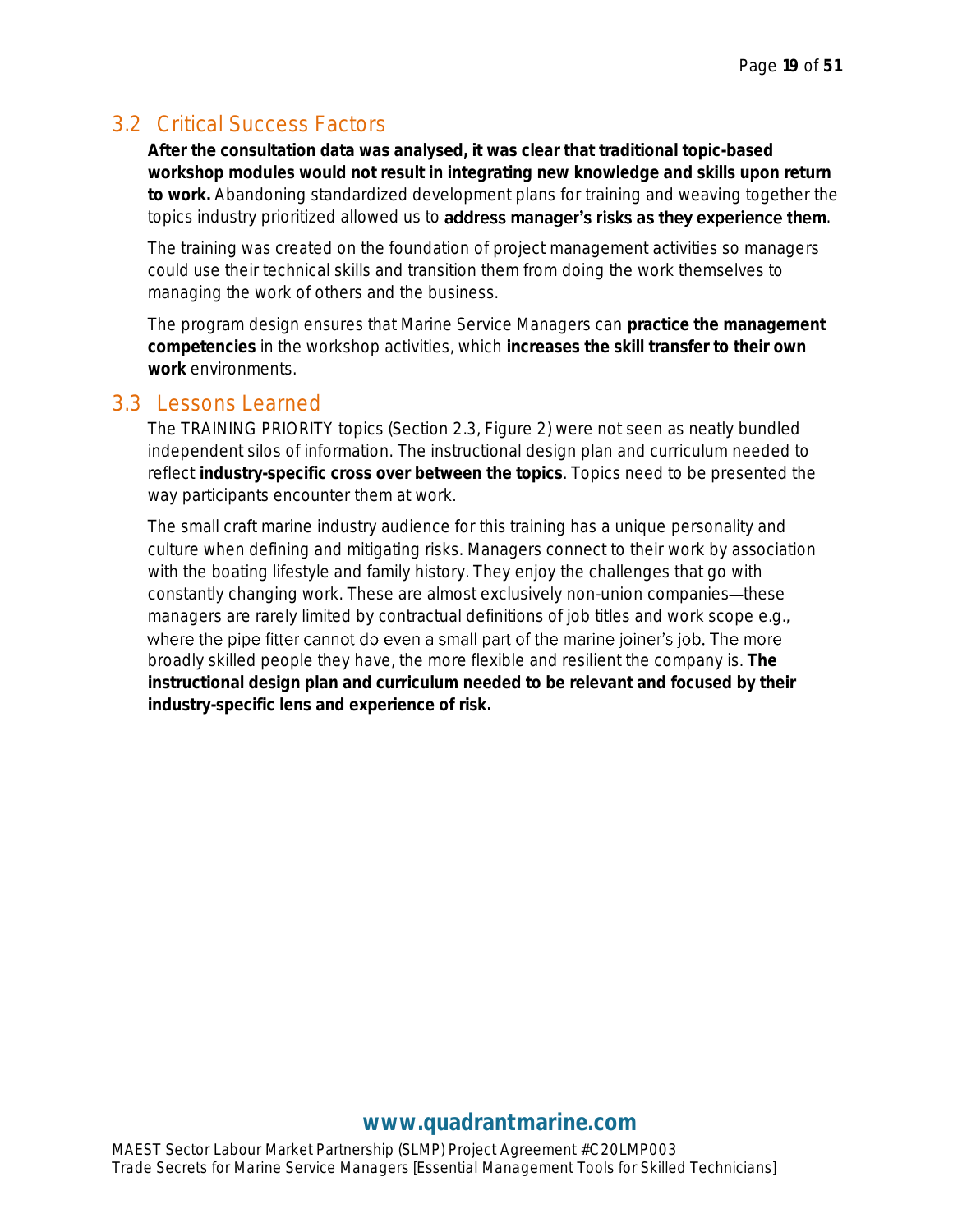## 3.2 Critical Success Factors

**After the consultation data was analysed, it was clear that traditional topic-based workshop modules would not result in integrating new knowledge and skills upon return to work.** Abandoning standardized development plans for training and weaving together the topics industry prioritized allowed us to **address manager's risks as they experience them**.

The training was created on the foundation of project management activities so managers could use their technical skills and transition them from doing the work themselves to managing the work of others and the business.

The program design ensures that Marine Service Managers can **practice the management competencies** in the workshop activities, which **increases the skill transfer to their own work** environments.

## 3.3 Lessons Learned

The TRAINING PRIORITY topics (Section 2.3, Figure 2) were not seen as neatly bundled independent silos of information. The instructional design plan and curriculum needed to reflect **industry-specific cross over between the topics**. Topics need to be presented the way participants encounter them at work.

The small craft marine industry audience for this training has a unique personality and culture when defining and mitigating risks. Managers connect to their work by association with the boating lifestyle and family history. They enjoy the challenges that go with constantly changing work. These are almost exclusively non-union companies—these managers are rarely limited by contractual definitions of job titles and work scope e.g., where the pipe fitter cannot do even a small part of the marine joiner's job. The more broadly skilled people they have, the more flexible and resilient the company is. **The instructional design plan and curriculum needed to be relevant and focused by their industry-specific lens and experience of risk.**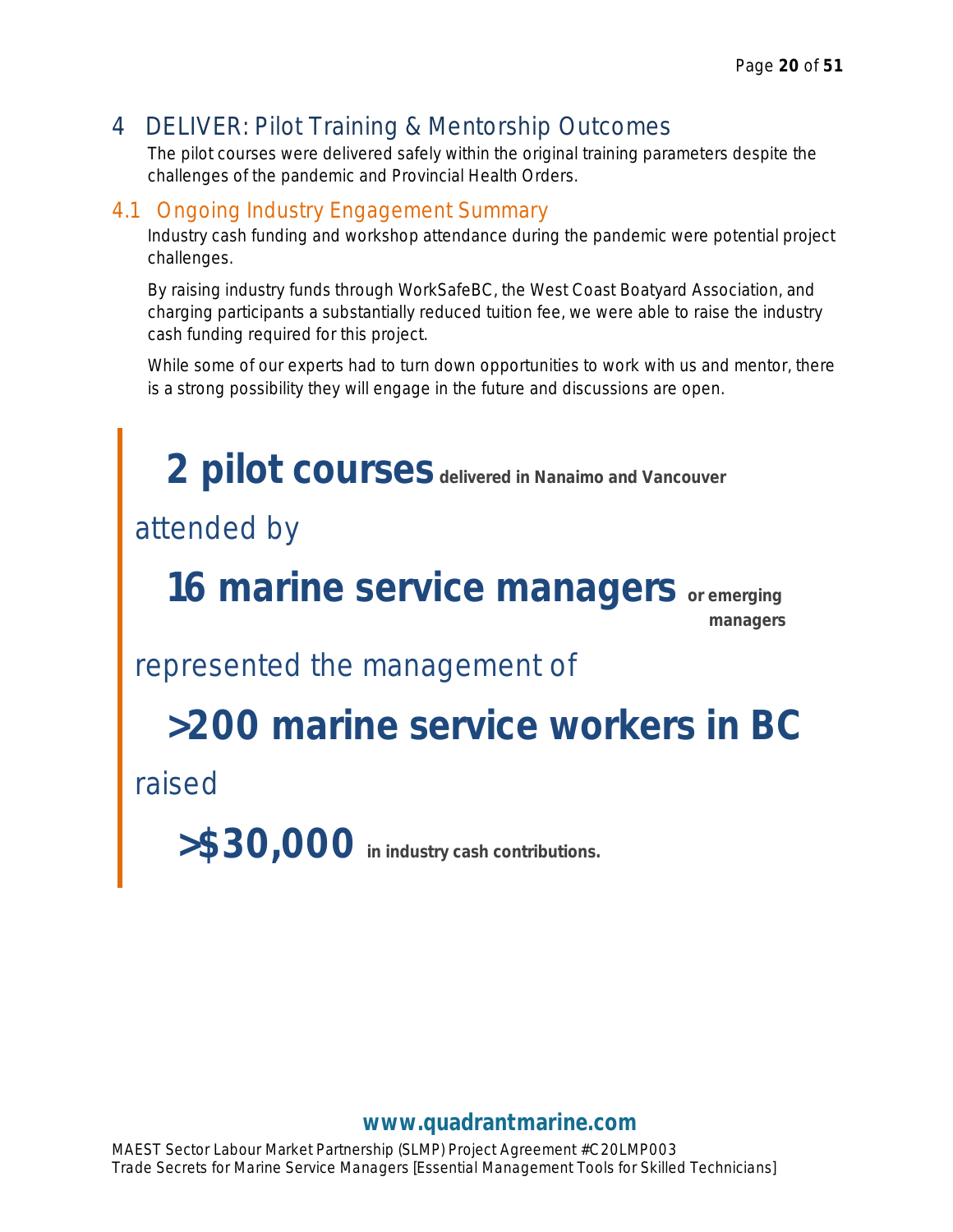# 4 DELIVER: Pilot Training & Mentorship Outcomes

The pilot courses were delivered safely within the original training parameters despite the challenges of the pandemic and Provincial Health Orders.

## 4.1 Ongoing Industry Engagement Summary

Industry cash funding and workshop attendance during the pandemic were potential project challenges.

By raising industry funds through WorkSafeBC, the West Coast Boatyard Association, and charging participants a substantially reduced tuition fee, we were able to raise the industry cash funding required for this project.

While some of our experts had to turn down opportunities to work with us and mentor, there is a strong possibility they will engage in the future and discussions are open.

**2 pilot courses** **delivered in Nanaimo and Vancouver**

attended by

**16 marine service managers** **or emerging managers**

represented the management of

**>200 marine service workers in BC**

raised

**>$30,000** **in industry cash contributions.**

**www.quadrantmarine.com**

MAEST Sector Labour Market Partnership (SLMP) Project Agreement #C20LMP003
Trade Secrets for Marine Service Managers [Essential Management Tools for Skilled Technicians]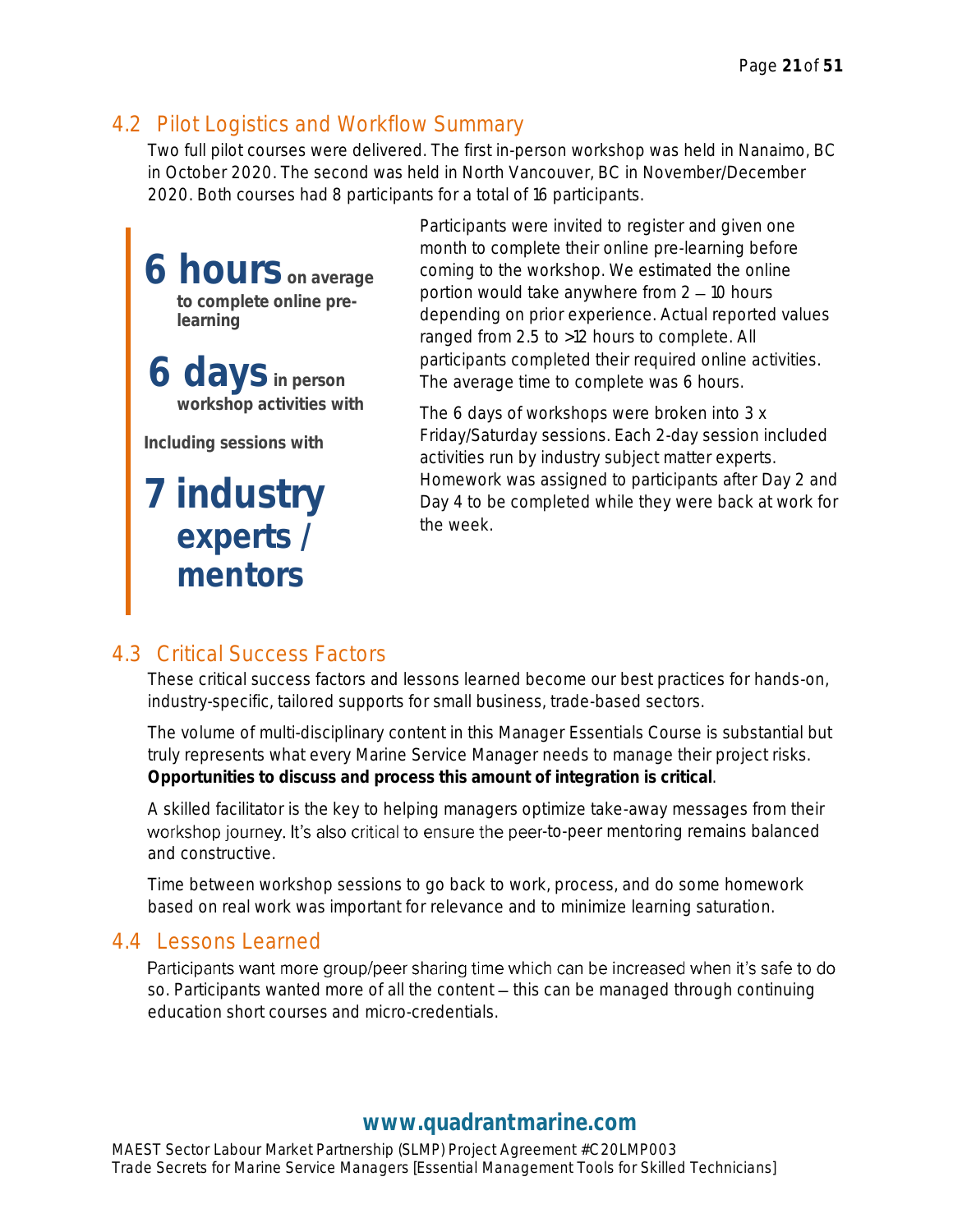## 4.2 Pilot Logistics and Workflow Summary

Two full pilot courses were delivered. The first in-person workshop was held in Nanaimo, BC in October 2020. The second was held in North Vancouver, BC in November/December 2020. Both courses had 8 participants for a total of 16 participants.

**6 hours** **on average to complete online pre-learning**

**6 days** **in person workshop activities with**

**Including sessions with**

**7 industry experts / mentors**

Participants were invited to register and given one month to complete their online pre-learning before coming to the workshop. We estimated the online portion would take anywhere from 2 – 10 hours depending on prior experience. Actual reported values ranged from 2.5 to >12 hours to complete. All participants completed their required online activities. The average time to complete was 6 hours.

The 6 days of workshops were broken into 3 x Friday/Saturday sessions. Each 2-day session included activities run by industry subject matter experts. Homework was assigned to participants after Day 2 and Day 4 to be completed while they were back at work for the week.

## 4.3 Critical Success Factors

These critical success factors and lessons learned become our best practices for hands-on, industry-specific, tailored supports for small business, trade-based sectors.

The volume of multi-disciplinary content in this Manager Essentials Course is substantial but truly represents what every Marine Service Manager needs to manage their project risks. **Opportunities to discuss and process this amount of integration is critical**.

A skilled facilitator is the key to helping managers optimize take-away messages from their workshop journey. It's also critical to ensure the peer-to-peer mentoring remains balanced and constructive.

Time between workshop sessions to go back to work, process, and do some homework based on real work was important for relevance and to minimize learning saturation.

## 4.4 Lessons Learned

Participants want more group/peer sharing time which can be increased when it's safe to do so. Participants wanted more of all the content – this can be managed through continuing education short courses and micro-credentials.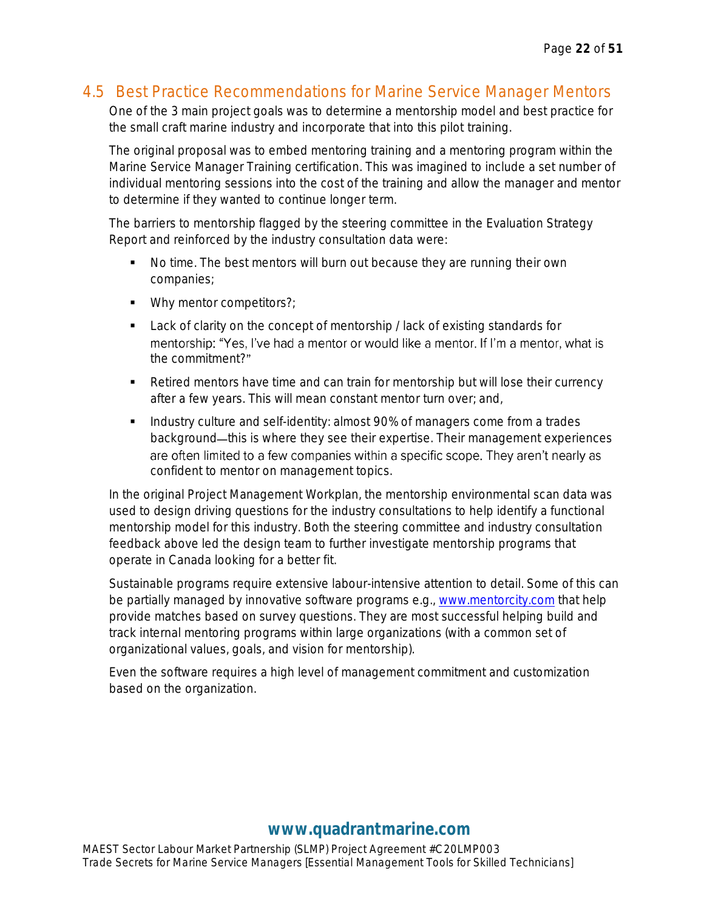## 4.5 Best Practice Recommendations for Marine Service Manager Mentors

One of the 3 main project goals was to determine a mentorship model and best practice for the small craft marine industry and incorporate that into this pilot training.

The original proposal was to embed mentoring training and a mentoring program within the Marine Service Manager Training certification. This was imagined to include a set number of individual mentoring sessions into the cost of the training and allow the manager and mentor to determine if they wanted to continue longer term.

The barriers to mentorship flagged by the steering committee in the Evaluation Strategy Report and reinforced by the industry consultation data were:

- No time. The best mentors will burn out because they are running their own companies;
- Why mentor competitors?;
- Lack of clarity on the concept of mentorship / lack of existing standards for mentorship: "Yes, I've had a mentor or would like a mentor. If I'm a mentor, what is the commitment?"
- Retired mentors have time and can train for mentorship but will lose their currency after a few years. This will mean constant mentor turn over; and,
- Industry culture and self-identity: almost 90% of managers come from a trades background—this is where they see their expertise. Their management experiences are often limited to a few companies within a specific scope. They aren't nearly as confident to mentor on management topics.

In the original Project Management Workplan, the mentorship environmental scan data was used to design driving questions for the industry consultations to help identify a functional mentorship model for this industry. Both the steering committee and industry consultation feedback above led the design team to further investigate mentorship programs that operate in Canada looking for a better fit.

Sustainable programs require extensive labour-intensive attention to detail. Some of this can be partially managed by innovative software programs e.g., www.mentorcity.com that help provide matches based on survey questions. They are most successful helping build and track internal mentoring programs within large organizations (with a common set of organizational values, goals, and vision for mentorship).

Even the software requires a high level of management commitment and customization based on the organization.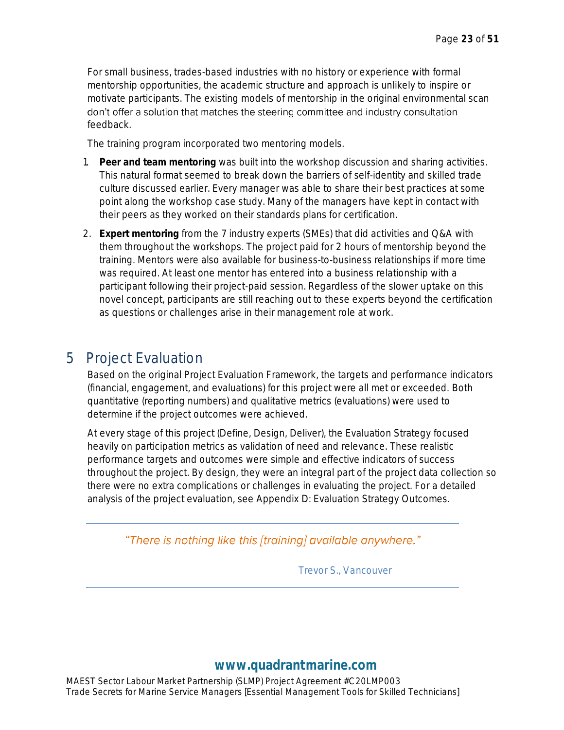For small business, trades-based industries with no history or experience with formal mentorship opportunities, the academic structure and approach is unlikely to inspire or motivate participants. The existing models of mentorship in the original environmental scan don't offer a solution that matches the steering committee and industry consultation feedback.

The training program incorporated two mentoring models.

1. **Peer and team mentoring** was built into the workshop discussion and sharing activities. This natural format seemed to break down the barriers of self-identity and skilled trade culture discussed earlier. Every manager was able to share their best practices at some point along the workshop case study. Many of the managers have kept in contact with their peers as they worked on their standards plans for certification.
2. **Expert mentoring** from the 7 industry experts (SMEs) that did activities and Q&A with them throughout the workshops. The project paid for 2 hours of mentorship beyond the training. Mentors were also available for business-to-business relationships if more time was required. At least one mentor has entered into a business relationship with a participant following their project-paid session. Regardless of the slower uptake on this novel concept, participants are still reaching out to these experts beyond the certification as questions or challenges arise in their management role at work.

# 5 Project Evaluation

Based on the original Project Evaluation Framework, the targets and performance indicators (financial, engagement, and evaluations) for this project were all met or exceeded. Both quantitative (reporting numbers) and qualitative metrics (evaluations) were used to determine if the project outcomes were achieved.

At every stage of this project (Define, Design, Deliver), the Evaluation Strategy focused heavily on participation metrics as validation of need and relevance. These realistic performance targets and outcomes were simple and effective indicators of success throughout the project. By design, they were an integral part of the project data collection so there were no extra complications or challenges in evaluating the project. For a detailed analysis of the project evaluation, see Appendix D: Evaluation Strategy Outcomes.

---

*"There is nothing like this [training] available anywhere."*

Trevor S., Vancouver

---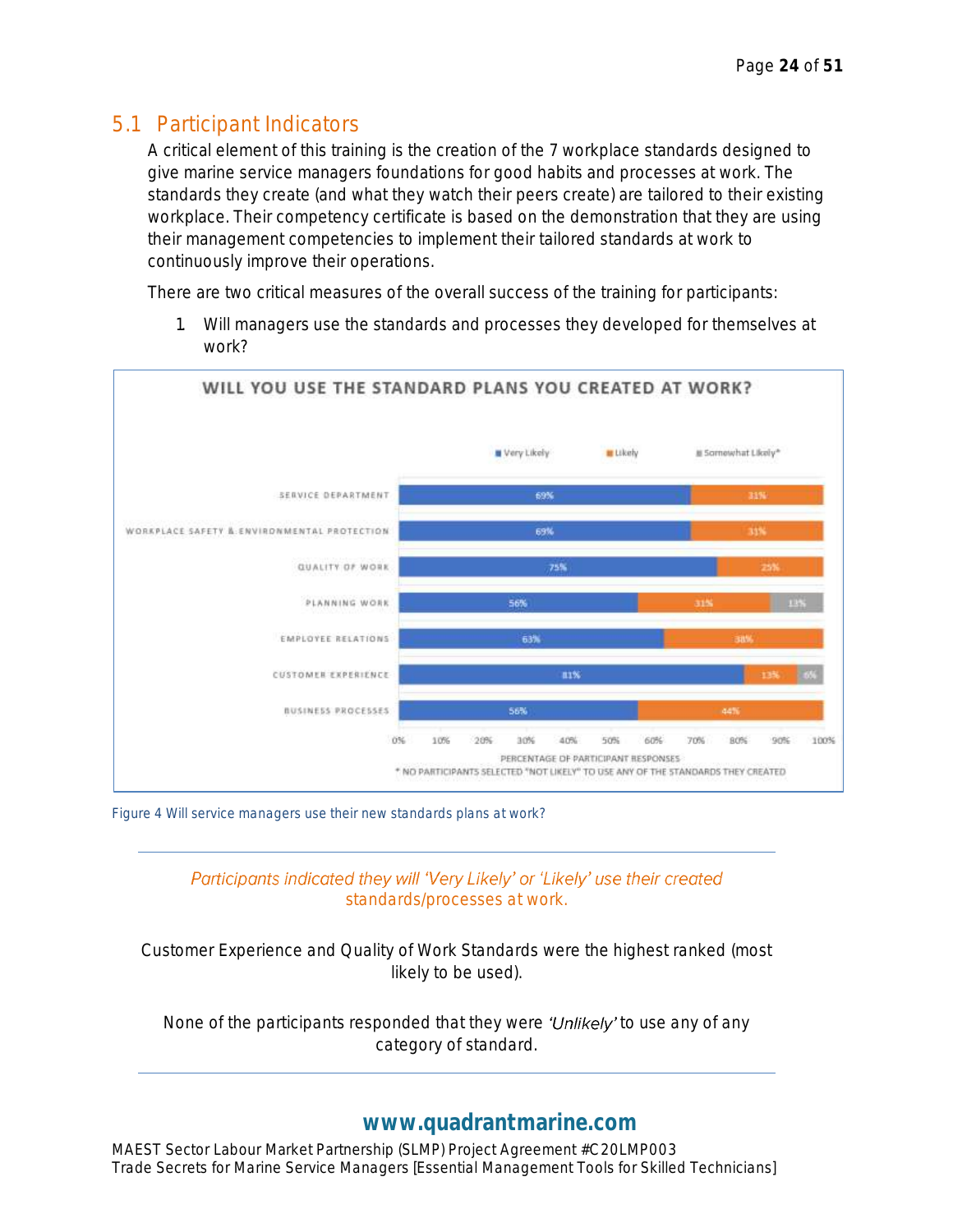## 5.1 Participant Indicators

A critical element of this training is the creation of the 7 workplace standards designed to give marine service managers foundations for good habits and processes at work. The standards they create (and what they watch their peers create) are tailored to their existing workplace. Their competency certificate is based on the demonstration that they are using their management competencies to implement their tailored standards at work to continuously improve their operations.

There are two critical measures of the overall success of the training for participants:

1. Will managers use the standards and processes they developed for themselves at work?

**WILL YOU USE THE STANDARD PLANS YOU CREATED AT WORK?**

| | Very Likely | Likely | Somewhat Likely* |
|---|---|---|---|
| SERVICE DEPARTMENT | 69% | 31% | |
| WORKPLACE SAFETY & ENVIRONMENTAL PROTECTION | 69% | 31% | |
| QUALITY OF WORK | 75% | 25% | |
| PLANNING WORK | 56% | 31% | 13% |
| EMPLOYEE RELATIONS | 63% | 38% | |
| CUSTOMER EXPERIENCE | 81% | 13% | 6% |
| BUSINESS PROCESSES | 56% | 44% | |

PERCENTAGE OF PARTICIPANT RESPONSES

* NO PARTICIPANTS SELECTED "NOT LIKELY" TO USE ANY OF THE STANDARDS THEY CREATED

Figure 4 Will service managers use their new standards plans at work?

---

*Participants indicated they will 'Very Likely' or 'Likely' use their created standards/processes at work.*

Customer Experience and Quality of Work Standards were the highest ranked (most likely to be used).

None of the participants responded that they were *'Unlikely'* to use any of any category of standard.

---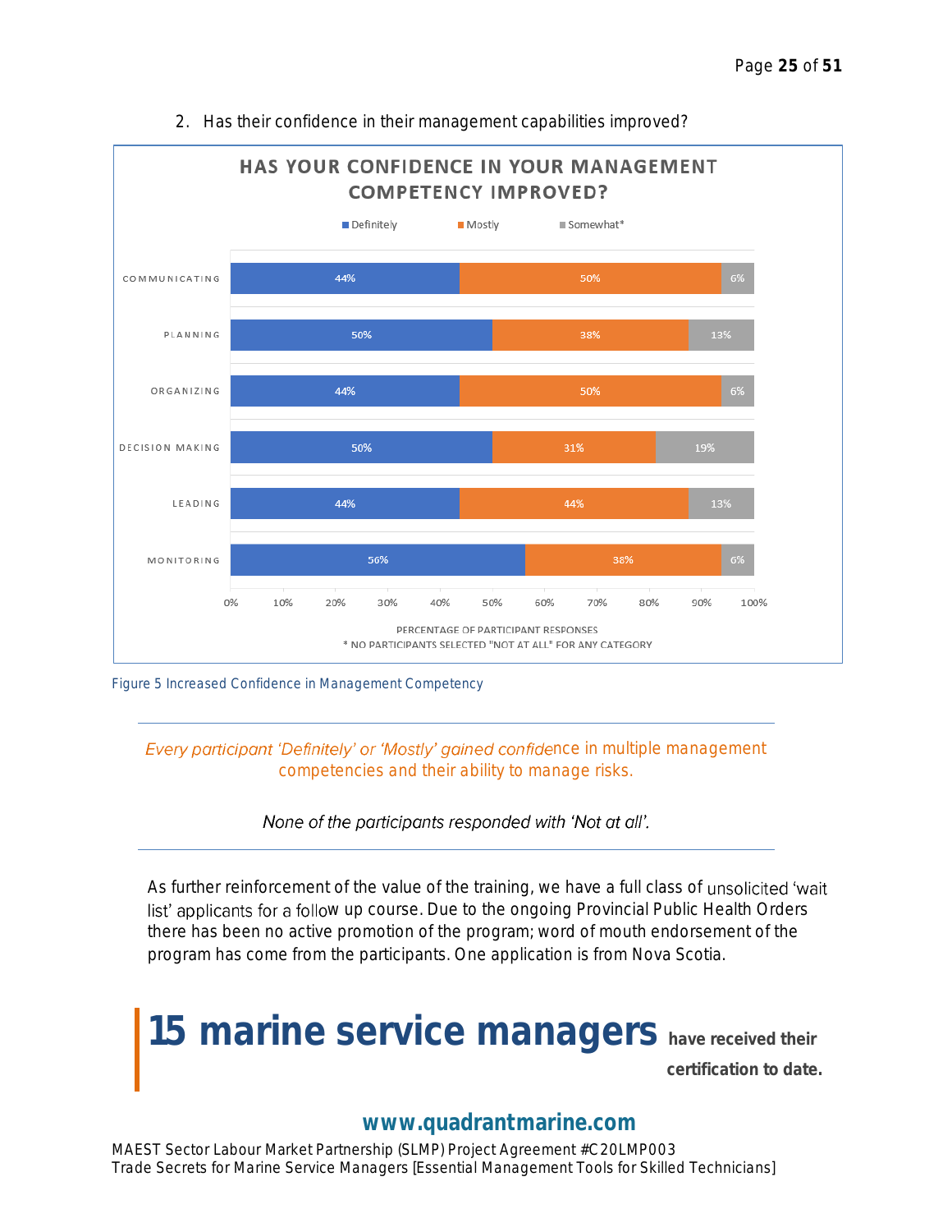2. Has their confidence in their management capabilities improved?

**HAS YOUR CONFIDENCE IN YOUR MANAGEMENT COMPETENCY IMPROVED?**

| Competency | Definitely | Mostly | Somewhat* |
|---|---|---|---|
| COMMUNICATING | 44% | 50% | 6% |
| PLANNING | 50% | 38% | 13% |
| ORGANIZING | 44% | 50% | 6% |
| DECISION MAKING | 50% | 31% | 19% |
| LEADING | 44% | 44% | 13% |
| MONITORING | 56% | 38% | 6% |

PERCENTAGE OF PARTICIPANT RESPONSES

* NO PARTICIPANTS SELECTED "NOT AT ALL" FOR ANY CATEGORY

Figure 5 Increased Confidence in Management Competency

---

*Every participant 'Definitely' or 'Mostly' gained confidence in multiple management competencies and their ability to manage risks.*

*None of the participants responded with 'Not at all'.*

---

As further reinforcement of the value of the training, we have a full class of unsolicited 'wait list' applicants for a follow up course. Due to the ongoing Provincial Public Health Orders there has been no active promotion of the program; word of mouth endorsement of the program has come from the participants. One application is from Nova Scotia.

**15 marine service managers** **have received their certification to date.**

**www.quadrantmarine.com**

MAEST Sector Labour Market Partnership (SLMP) Project Agreement #C20LMP003
Trade Secrets for Marine Service Managers [Essential Management Tools for Skilled Technicians]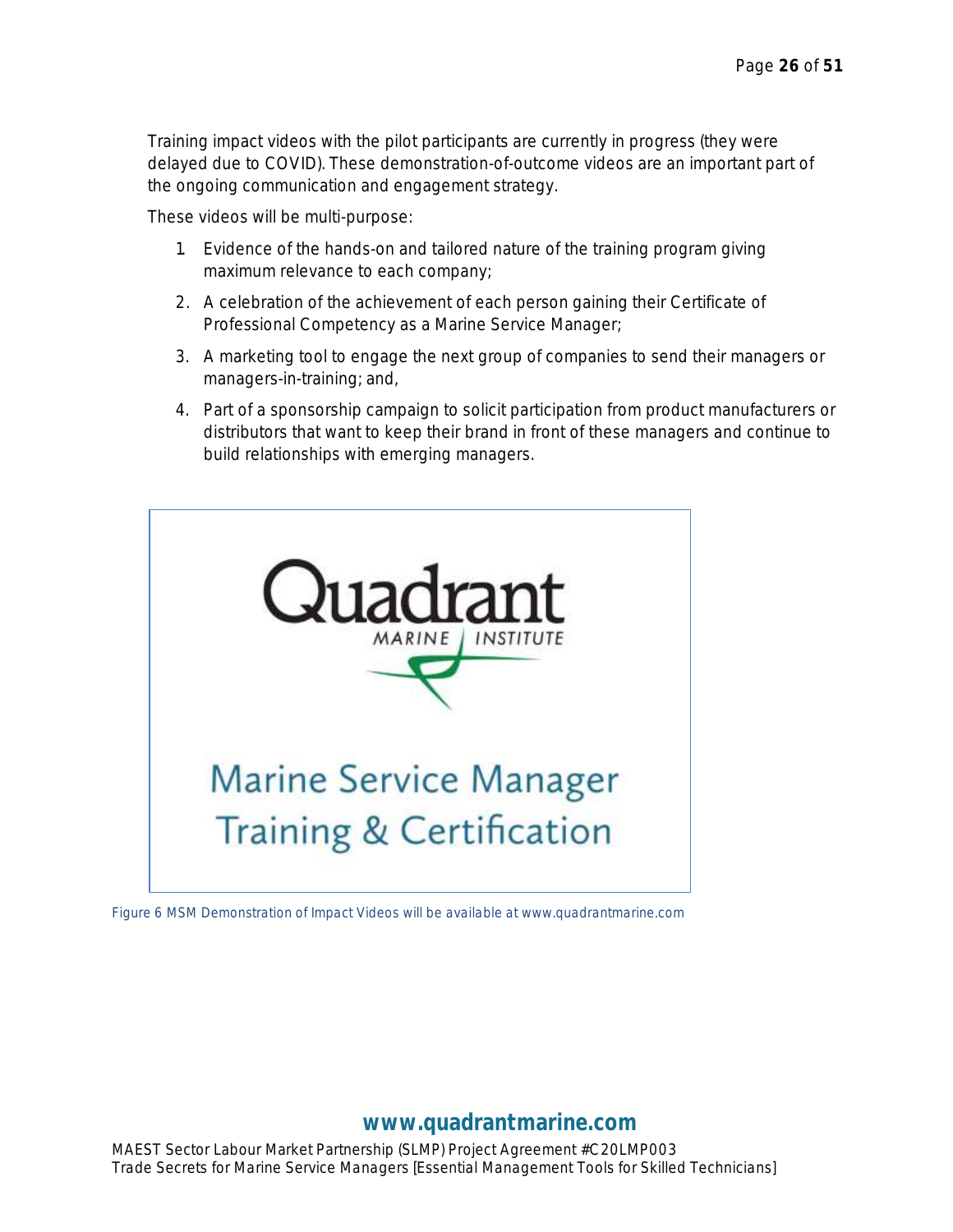Training impact videos with the pilot participants are currently in progress (they were delayed due to COVID). These demonstration-of-outcome videos are an important part of the ongoing communication and engagement strategy.

These videos will be multi-purpose:

1. Evidence of the hands-on and tailored nature of the training program giving maximum relevance to each company;
2. A celebration of the achievement of each person gaining their Certificate of Professional Competency as a Marine Service Manager;
3. A marketing tool to engage the next group of companies to send their managers or managers-in-training; and,
4. Part of a sponsorship campaign to solicit participation from product manufacturers or distributors that want to keep their brand in front of these managers and continue to build relationships with emerging managers.

Quadrant MARINE INSTITUTE

Marine Service Manager Training & Certification

Figure 6 MSM Demonstration of Impact Videos will be available at www.quadrantmarine.com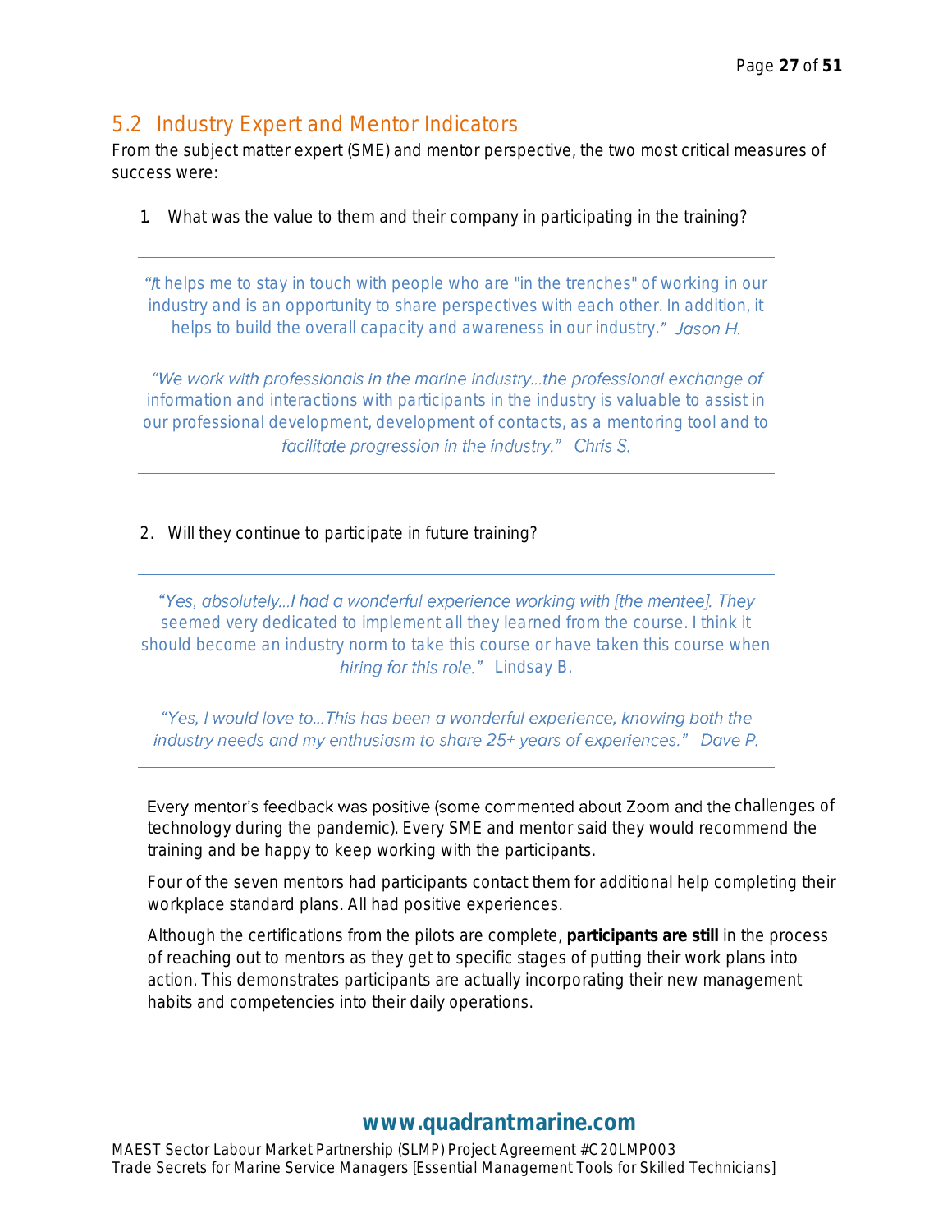## 5.2 Industry Expert and Mentor Indicators

From the subject matter expert (SME) and mentor perspective, the two most critical measures of success were:

1. What was the value to them and their company in participating in the training?

---

> *"It helps me to stay in touch with people who are "in the trenches" of working in our industry and is an opportunity to share perspectives with each other. In addition, it helps to build the overall capacity and awareness in our industry." Jason H.*

> *"We work with professionals in the marine industry…the professional exchange of information and interactions with participants in the industry is valuable to assist in our professional development, development of contacts, as a mentoring tool and to facilitate progression in the industry." Chris S.*

---

2. Will they continue to participate in future training?

---

> *"Yes, absolutely…I had a wonderful experience working with [the mentee]. They seemed very dedicated to implement all they learned from the course. I think it should become an industry norm to take this course or have taken this course when hiring for this role." Lindsay B.*

> *"Yes, I would love to…This has been a wonderful experience, knowing both the industry needs and my enthusiasm to share 25+ years of experiences." Dave P.*

---

Every mentor's feedback was positive (some commented about Zoom and the challenges of technology during the pandemic). Every SME and mentor said they would recommend the training and be happy to keep working with the participants.

Four of the seven mentors had participants contact them for additional help completing their workplace standard plans. All had positive experiences.

Although the certifications from the pilots are complete, **participants are still** in the process of reaching out to mentors as they get to specific stages of putting their work plans into action. This demonstrates participants are actually incorporating their new management habits and competencies into their daily operations.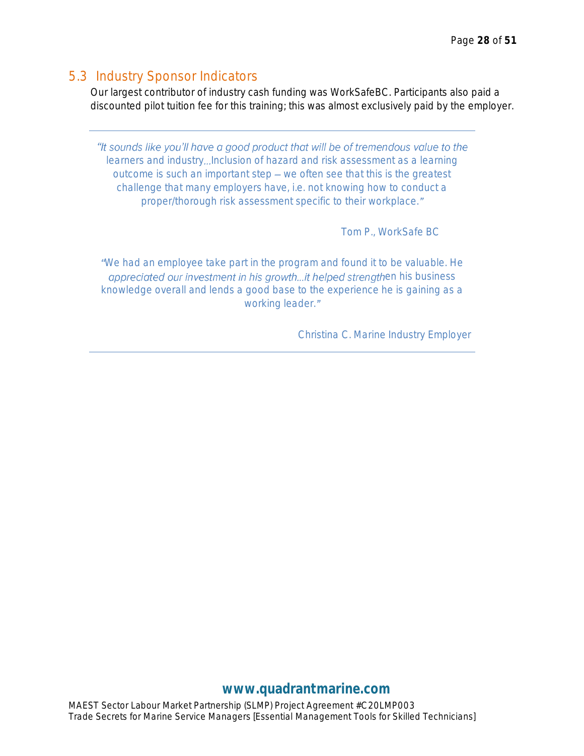## 5.3 Industry Sponsor Indicators

Our largest contributor of industry cash funding was WorkSafeBC. Participants also paid a discounted pilot tuition fee for this training; this was almost exclusively paid by the employer.

---

> "It sounds like you'll have a good product that will be of tremendous value to the learners and industry...Inclusion of hazard and risk assessment as a learning outcome is such an important step – we often see that this is the greatest challenge that many employers have, i.e. not knowing how to conduct a proper/thorough risk assessment specific to their workplace."
>
> Tom P., WorkSafe BC

> "We had an employee take part in the program and found it to be valuable. He appreciated our investment in his growth...it helped strengthen his business knowledge overall and lends a good base to the experience he is gaining as a working leader."
>
> Christina C. Marine Industry Employer

---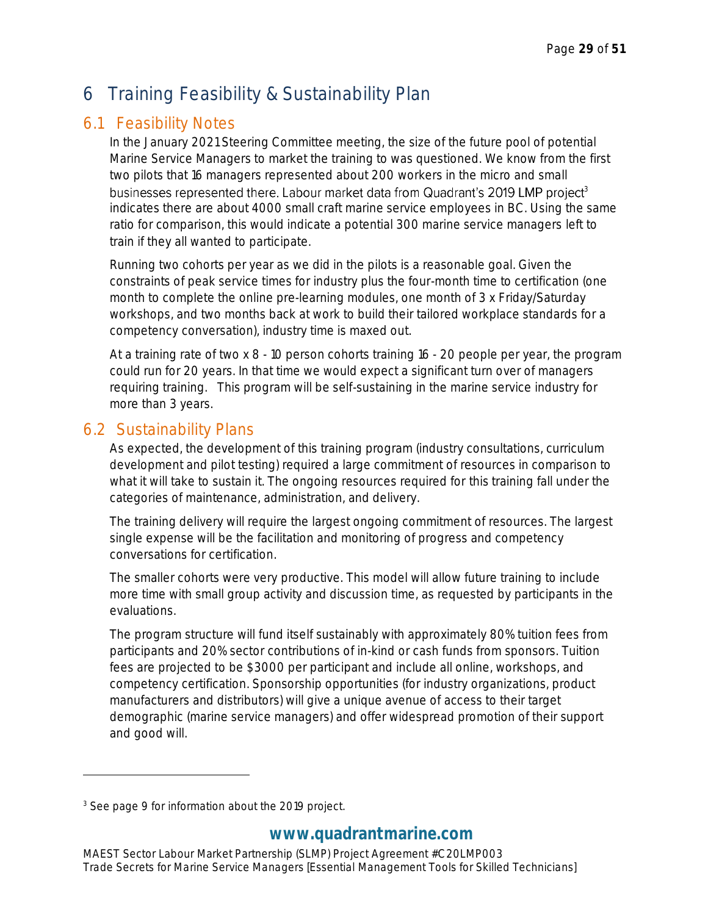# 6 Training Feasibility & Sustainability Plan

## 6.1 Feasibility Notes

In the January 2021 Steering Committee meeting, the size of the future pool of potential Marine Service Managers to market the training to was questioned. We know from the first two pilots that 16 managers represented about 200 workers in the micro and small businesses represented there. Labour market data from Quadrant's 2019 LMP project[3] indicates there are about 4000 small craft marine service employees in BC. Using the same ratio for comparison, this would indicate a potential 300 marine service managers left to train if they all wanted to participate.

Running two cohorts per year as we did in the pilots is a reasonable goal. Given the constraints of peak service times for industry plus the four-month time to certification (one month to complete the online pre-learning modules, one month of 3 x Friday/Saturday workshops, and two months back at work to build their tailored workplace standards for a competency conversation), industry time is maxed out.

At a training rate of two x 8 - 10 person cohorts training 16 - 20 people per year, the program could run for 20 years. In that time we would expect a significant turn over of managers requiring training. This program will be self-sustaining in the marine service industry for more than 3 years.

## 6.2 Sustainability Plans

As expected, the development of this training program (industry consultations, curriculum development and pilot testing) required a large commitment of resources in comparison to what it will take to sustain it. The ongoing resources required for this training fall under the categories of maintenance, administration, and delivery.

The training delivery will require the largest ongoing commitment of resources. The largest single expense will be the facilitation and monitoring of progress and competency conversations for certification.

The smaller cohorts were very productive. This model will allow future training to include more time with small group activity and discussion time, as requested by participants in the evaluations.

The program structure will fund itself sustainably with approximately 80% tuition fees from participants and 20% sector contributions of in-kind or cash funds from sponsors. Tuition fees are projected to be $3000 per participant and include all online, workshops, and competency certification. Sponsorship opportunities (for industry organizations, product manufacturers and distributors) will give a unique avenue of access to their target demographic (marine service managers) and offer widespread promotion of their support and good will.

---

[3] See page 9 for information about the 2019 project.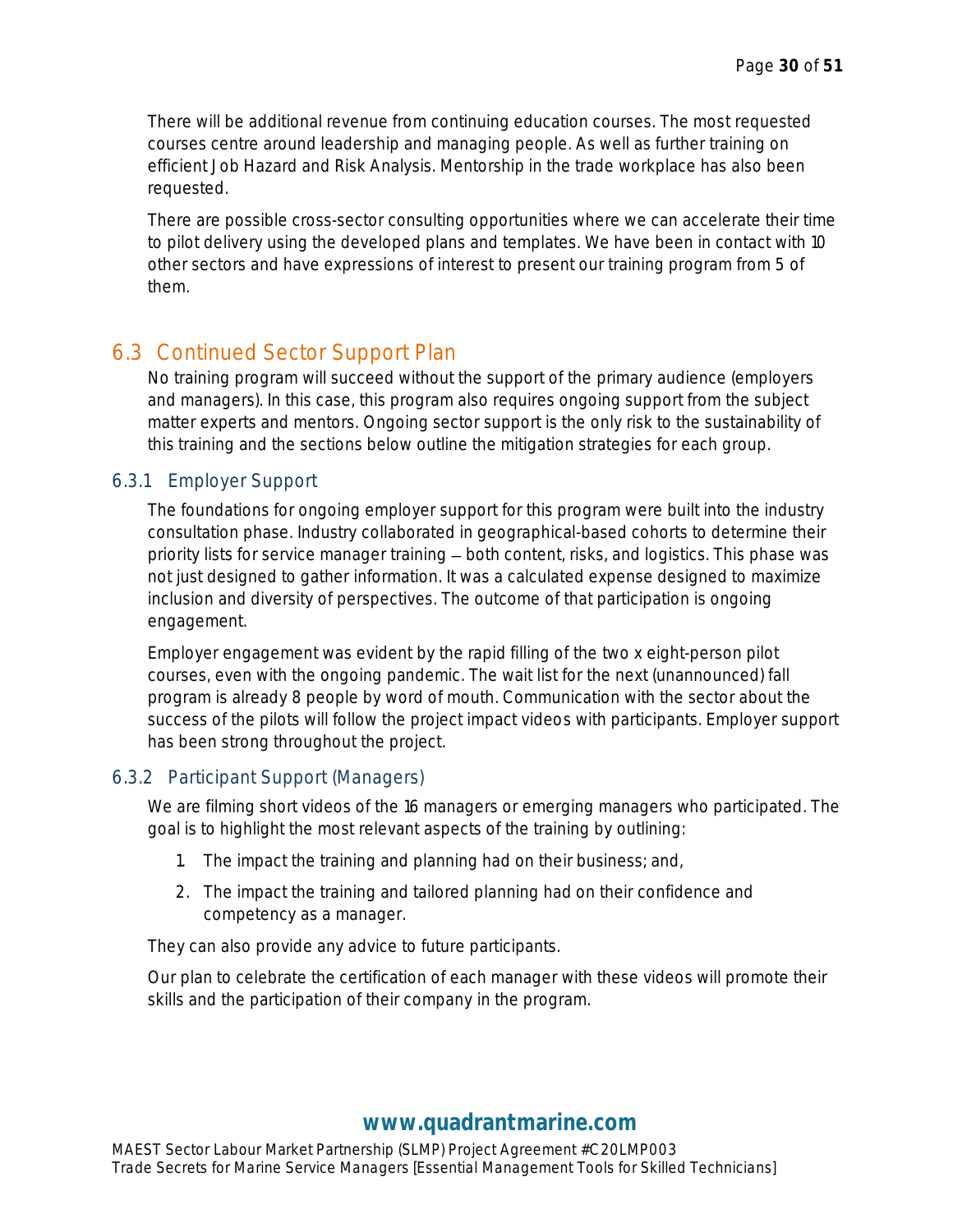There will be additional revenue from continuing education courses. The most requested courses centre around leadership and managing people. As well as further training on efficient Job Hazard and Risk Analysis. Mentorship in the trade workplace has also been requested.

There are possible cross-sector consulting opportunities where we can accelerate their time to pilot delivery using the developed plans and templates. We have been in contact with 10 other sectors and have expressions of interest to present our training program from 5 of them.

## 6.3 Continued Sector Support Plan

No training program will succeed without the support of the primary audience (employers and managers). In this case, this program also requires ongoing support from the subject matter experts and mentors. Ongoing sector support is the only risk to the sustainability of this training and the sections below outline the mitigation strategies for each group.

### 6.3.1 Employer Support

The foundations for ongoing employer support for this program were built into the industry consultation phase. Industry collaborated in geographical-based cohorts to determine their priority lists for service manager training – both content, risks, and logistics. This phase was not just designed to gather information. It was a calculated expense designed to maximize inclusion and diversity of perspectives. The outcome of that participation is ongoing engagement.

Employer engagement was evident by the rapid filling of the two x eight-person pilot courses, even with the ongoing pandemic. The wait list for the next (unannounced) fall program is already 8 people by word of mouth. Communication with the sector about the success of the pilots will follow the project impact videos with participants. Employer support has been strong throughout the project.

### 6.3.2 Participant Support (Managers)

We are filming short videos of the 16 managers or emerging managers who participated. The goal is to highlight the most relevant aspects of the training by outlining:

1. The impact the training and planning had on their business; and,
2. The impact the training and tailored planning had on their confidence and competency as a manager.

They can also provide any advice to future participants.

Our plan to celebrate the certification of each manager with these videos will promote their skills and the participation of their company in the program.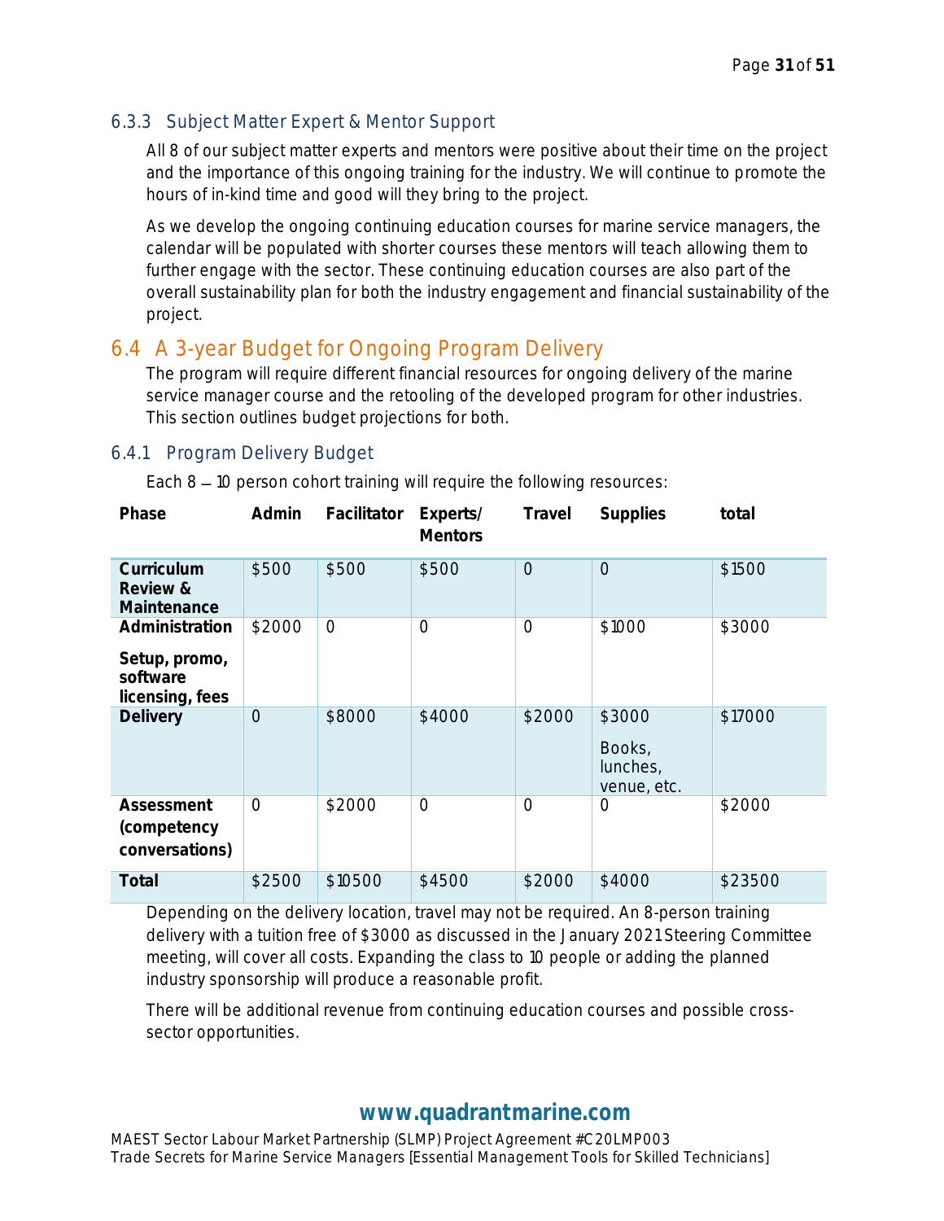### 6.3.3 Subject Matter Expert & Mentor Support

All 8 of our subject matter experts and mentors were positive about their time on the project and the importance of this ongoing training for the industry. We will continue to promote the hours of in-kind time and good will they bring to the project.

As we develop the ongoing continuing education courses for marine service managers, the calendar will be populated with shorter courses these mentors will teach allowing them to further engage with the sector. These continuing education courses are also part of the overall sustainability plan for both the industry engagement and financial sustainability of the project.

## 6.4 A 3-year Budget for Ongoing Program Delivery

The program will require different financial resources for ongoing delivery of the marine service manager course and the retooling of the developed program for other industries. This section outlines budget projections for both.

### 6.4.1 Program Delivery Budget

Each 8 – 10 person cohort training will require the following resources:

| Phase | Admin | Facilitator | Experts/ Mentors | Travel | Supplies | total |
|---|---|---|---|---|---|---|
| **Curriculum Review & Maintenance** | $500 | $500 | $500 | 0 | 0 | $1500 |
| **Administration**<br>**Setup, promo, software licensing, fees** | $2000 | 0 | 0 | 0 | $1000 | $3000 |
| **Delivery** | 0 | $8000 | $4000 | $2000 | $3000<br>Books, lunches, venue, etc. | $17000 |
| **Assessment (competency conversations)** | 0 | $2000 | 0 | 0 | 0 | $2000 |
| **Total** | $2500 | $10500 | $4500 | $2000 | $4000 | $23500 |

Depending on the delivery location, travel may not be required. An 8-person training delivery with a tuition free of $3000 as discussed in the January 2021 Steering Committee meeting, will cover all costs. Expanding the class to 10 people or adding the planned industry sponsorship will produce a reasonable profit.

There will be additional revenue from continuing education courses and possible cross-sector opportunities.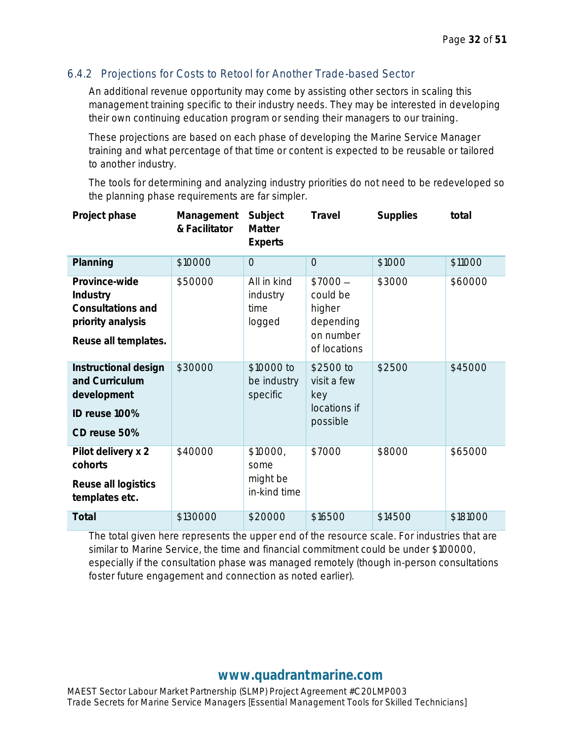### 6.4.2 Projections for Costs to Retool for Another Trade-based Sector

An additional revenue opportunity may come by assisting other sectors in scaling this management training specific to their industry needs. They may be interested in developing their own continuing education program or sending their managers to our training.

These projections are based on each phase of developing the Marine Service Manager training and what percentage of that time or content is expected to be reusable or tailored to another industry.

The tools for determining and analyzing industry priorities do not need to be redeveloped so the planning phase requirements are far simpler.

| Project phase | Management & Facilitator | Subject Matter Experts | Travel | Supplies | total |
|---|---|---|---|---|---|
| **Planning** | $10000 | 0 | 0 | $1000 | $11000 |
| **Province-wide Industry Consultations and priority analysis**<br>**Reuse all templates.** | $50000 | All in kind industry time logged | $7000 – could be higher depending on number of locations | $3000 | $60000 |
| **Instructional design and Curriculum development**<br>**ID reuse 100%**<br>**CD reuse 50%** | $30000 | $10000 to be industry specific | $2500 to visit a few key locations if possible | $2500 | $45000 |
| **Pilot delivery x 2 cohorts**<br>**Reuse all logistics templates etc.** | $40000 | $10000, some might be in-kind time | $7000 | $8000 | $65000 |
| **Total** | $130000 | $20000 | $16500 | $14500 | $181000 |

The total given here represents the upper end of the resource scale. For industries that are similar to Marine Service, the time and financial commitment could be under $100000, especially if the consultation phase was managed remotely (though in-person consultations foster future engagement and connection as noted earlier).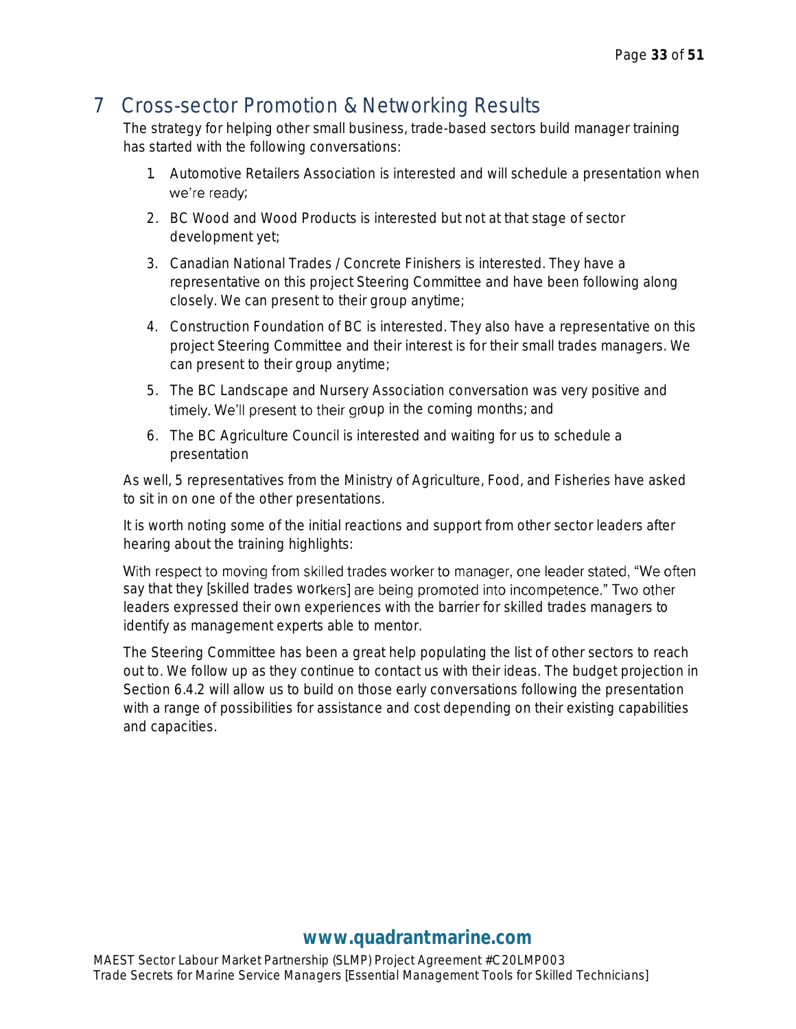# 7 Cross-sector Promotion & Networking Results

The strategy for helping other small business, trade-based sectors build manager training has started with the following conversations:

1. Automotive Retailers Association is interested and will schedule a presentation when we're ready;
2. BC Wood and Wood Products is interested but not at that stage of sector development yet;
3. Canadian National Trades / Concrete Finishers is interested. They have a representative on this project Steering Committee and have been following along closely. We can present to their group anytime;
4. Construction Foundation of BC is interested. They also have a representative on this project Steering Committee and their interest is for their small trades managers. We can present to their group anytime;
5. The BC Landscape and Nursery Association conversation was very positive and timely. We'll present to their group in the coming months; and
6. The BC Agriculture Council is interested and waiting for us to schedule a presentation

As well, 5 representatives from the Ministry of Agriculture, Food, and Fisheries have asked to sit in on one of the other presentations.

It is worth noting some of the initial reactions and support from other sector leaders after hearing about the training highlights:

With respect to moving from skilled trades worker to manager, one leader stated, "We often say that they [skilled trades workers] are being promoted into incompetence." Two other leaders expressed their own experiences with the barrier for skilled trades managers to identify as management experts able to mentor.

The Steering Committee has been a great help populating the list of other sectors to reach out to. We follow up as they continue to contact us with their ideas. The budget projection in Section 6.4.2 will allow us to build on those early conversations following the presentation with a range of possibilities for assistance and cost depending on their existing capabilities and capacities.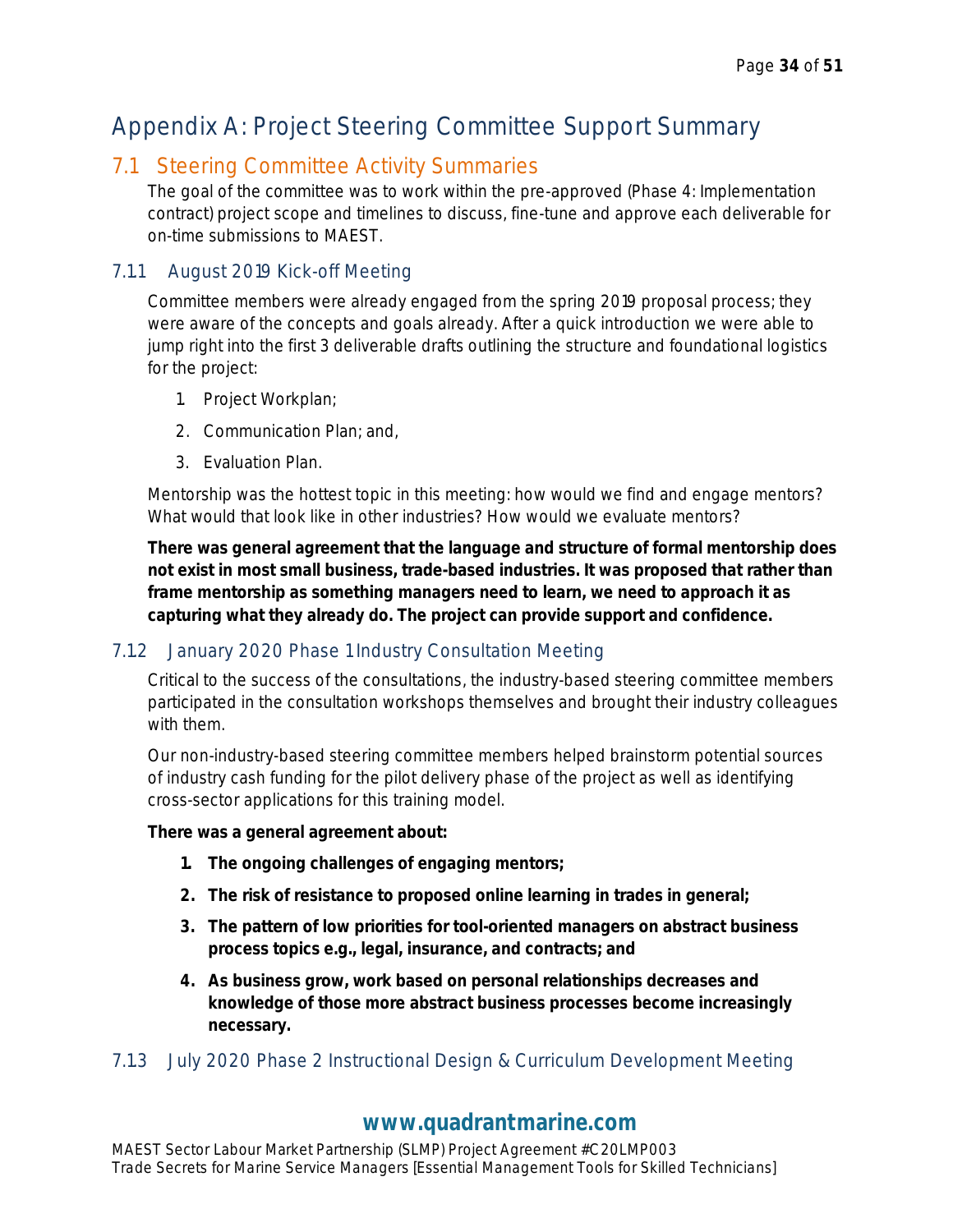# Appendix A: Project Steering Committee Support Summary

## 7.1 Steering Committee Activity Summaries

The goal of the committee was to work within the pre-approved (Phase 4: Implementation contract) project scope and timelines to discuss, fine-tune and approve each deliverable for on-time submissions to MAEST.

### 7.1.1 August 2019 Kick-off Meeting

Committee members were already engaged from the spring 2019 proposal process; they were aware of the concepts and goals already. After a quick introduction we were able to jump right into the first 3 deliverable drafts outlining the structure and foundational logistics for the project:

1. Project Workplan;
2. Communication Plan; and,
3. Evaluation Plan.

Mentorship was the hottest topic in this meeting: how would we find and engage mentors? What would that look like in other industries? How would we evaluate mentors?

**There was general agreement that the language and structure of formal mentorship does not exist in most small business, trade-based industries. It was proposed that rather than frame mentorship as something managers need to learn, we need to approach it as capturing what they already do. The project can provide support and confidence.**

### 7.1.2 January 2020 Phase 1 Industry Consultation Meeting

Critical to the success of the consultations, the industry-based steering committee members participated in the consultation workshops themselves and brought their industry colleagues with them.

Our non-industry-based steering committee members helped brainstorm potential sources of industry cash funding for the pilot delivery phase of the project as well as identifying cross-sector applications for this training model.

**There was a general agreement about:**

1. **The ongoing challenges of engaging mentors;**
2. **The risk of resistance to proposed online learning in trades in general;**
3. **The pattern of low priorities for tool-oriented managers on abstract business process topics e.g., legal, insurance, and contracts; and**
4. **As business grow, work based on personal relationships decreases and knowledge of those more abstract business processes become increasingly necessary.**

### 7.1.3 July 2020 Phase 2 Instructional Design & Curriculum Development Meeting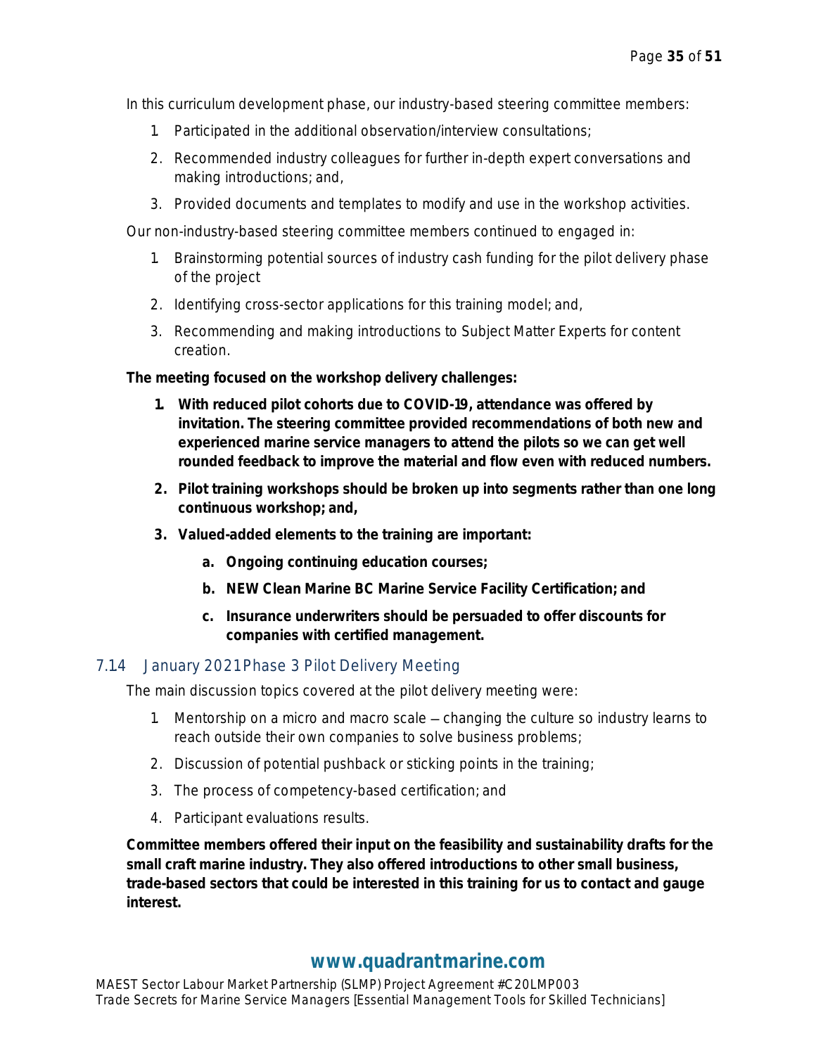In this curriculum development phase, our industry-based steering committee members:

1. Participated in the additional observation/interview consultations;
2. Recommended industry colleagues for further in-depth expert conversations and making introductions; and,
3. Provided documents and templates to modify and use in the workshop activities.

Our non-industry-based steering committee members continued to engaged in:

1. Brainstorming potential sources of industry cash funding for the pilot delivery phase of the project
2. Identifying cross-sector applications for this training model; and,
3. Recommending and making introductions to Subject Matter Experts for content creation.

**The meeting focused on the workshop delivery challenges:**

1. **With reduced pilot cohorts due to COVID-19, attendance was offered by invitation. The steering committee provided recommendations of both new and experienced marine service managers to attend the pilots so we can get well rounded feedback to improve the material and flow even with reduced numbers.**
2. **Pilot training workshops should be broken up into segments rather than one long continuous workshop; and,**
3. **Valued-added elements to the training are important:**
   a. **Ongoing continuing education courses;**
   b. **NEW Clean Marine BC Marine Service Facility Certification; and**
   c. **Insurance underwriters should be persuaded to offer discounts for companies with certified management.**

## 7.14 January 2021 Phase 3 Pilot Delivery Meeting

The main discussion topics covered at the pilot delivery meeting were:

1. Mentorship on a micro and macro scale – changing the culture so industry learns to reach outside their own companies to solve business problems;
2. Discussion of potential pushback or sticking points in the training;
3. The process of competency-based certification; and
4. Participant evaluations results.

**Committee members offered their input on the feasibility and sustainability drafts for the small craft marine industry. They also offered introductions to other small business, trade-based sectors that could be interested in this training for us to contact and gauge interest.**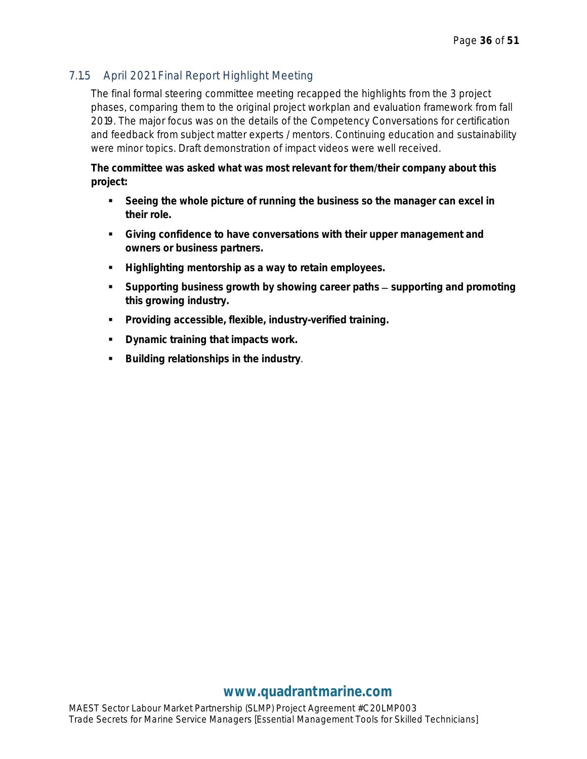### 7.15 April 2021 Final Report Highlight Meeting

The final formal steering committee meeting recapped the highlights from the 3 project phases, comparing them to the original project workplan and evaluation framework from fall 2019. The major focus was on the details of the Competency Conversations for certification and feedback from subject matter experts / mentors. Continuing education and sustainability were minor topics. Draft demonstration of impact videos were well received.

**The committee was asked what was most relevant for them/their company about this project:**

- **Seeing the whole picture of running the business so the manager can excel in their role.**
- **Giving confidence to have conversations with their upper management and owners or business partners.**
- **Highlighting mentorship as a way to retain employees.**
- **Supporting business growth by showing career paths – supporting and promoting this growing industry.**
- **Providing accessible, flexible, industry-verified training.**
- **Dynamic training that impacts work.**
- **Building relationships in the industry**.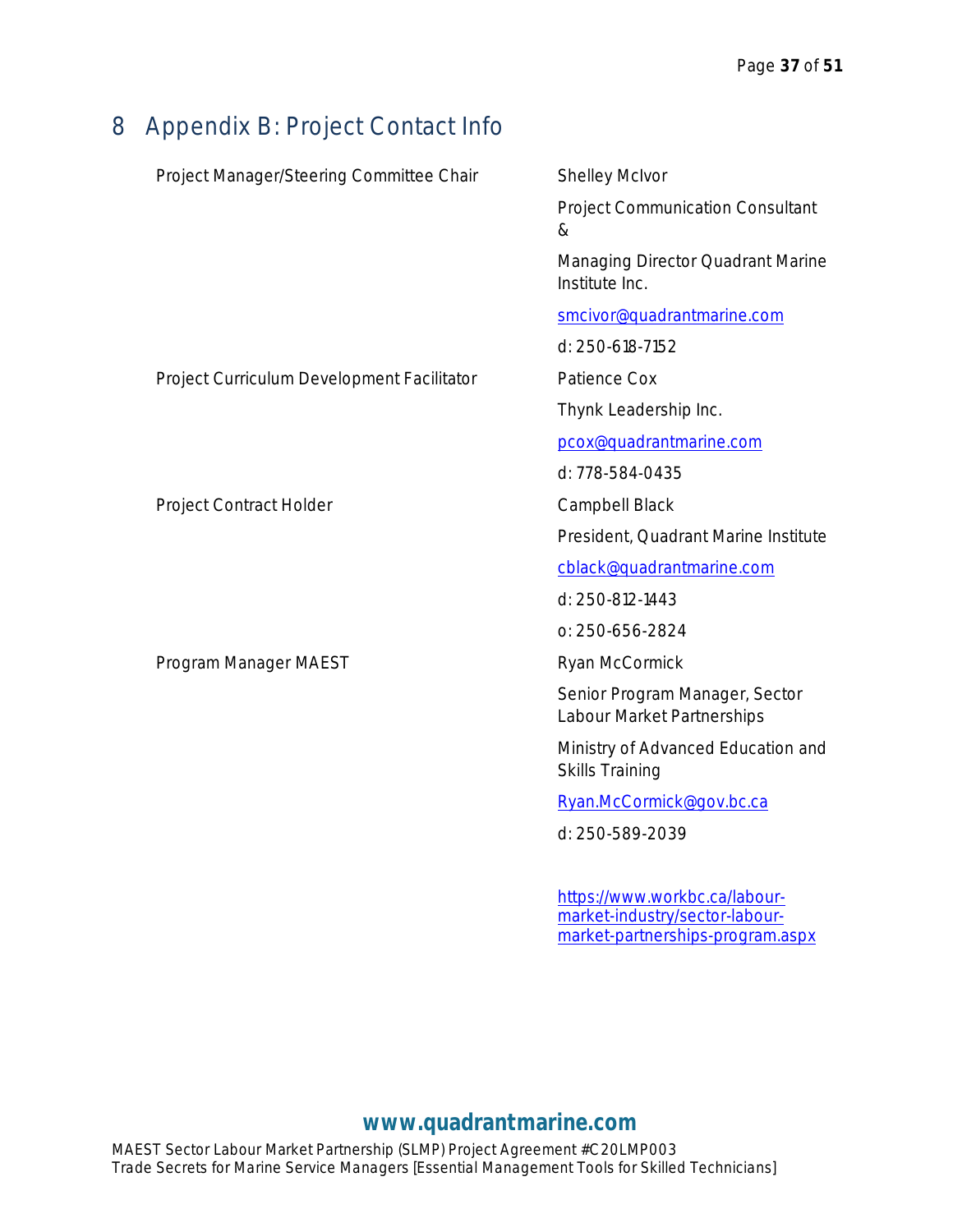# 8 Appendix B: Project Contact Info

| | |
|---|---|
| Project Manager/Steering Committee Chair | Shelley McIvor<br>Project Communication Consultant &<br>Managing Director Quadrant Marine Institute Inc.<br>smcivor@quadrantmarine.com<br>d: 250-618-7152 |
| Project Curriculum Development Facilitator | Patience Cox<br>Thynk Leadership Inc.<br>pcox@quadrantmarine.com<br>d: 778-584-0435 |
| Project Contract Holder | Campbell Black<br>President, Quadrant Marine Institute<br>cblack@quadrantmarine.com<br>d: 250-812-1443<br>o: 250-656-2824 |
| Program Manager MAEST | Ryan McCormick<br>Senior Program Manager, Sector Labour Market Partnerships<br>Ministry of Advanced Education and Skills Training<br>Ryan.McCormick@gov.bc.ca<br>d: 250-589-2039<br><br>https://www.workbc.ca/labour-market-industry/sector-labour-market-partnerships-program.aspx |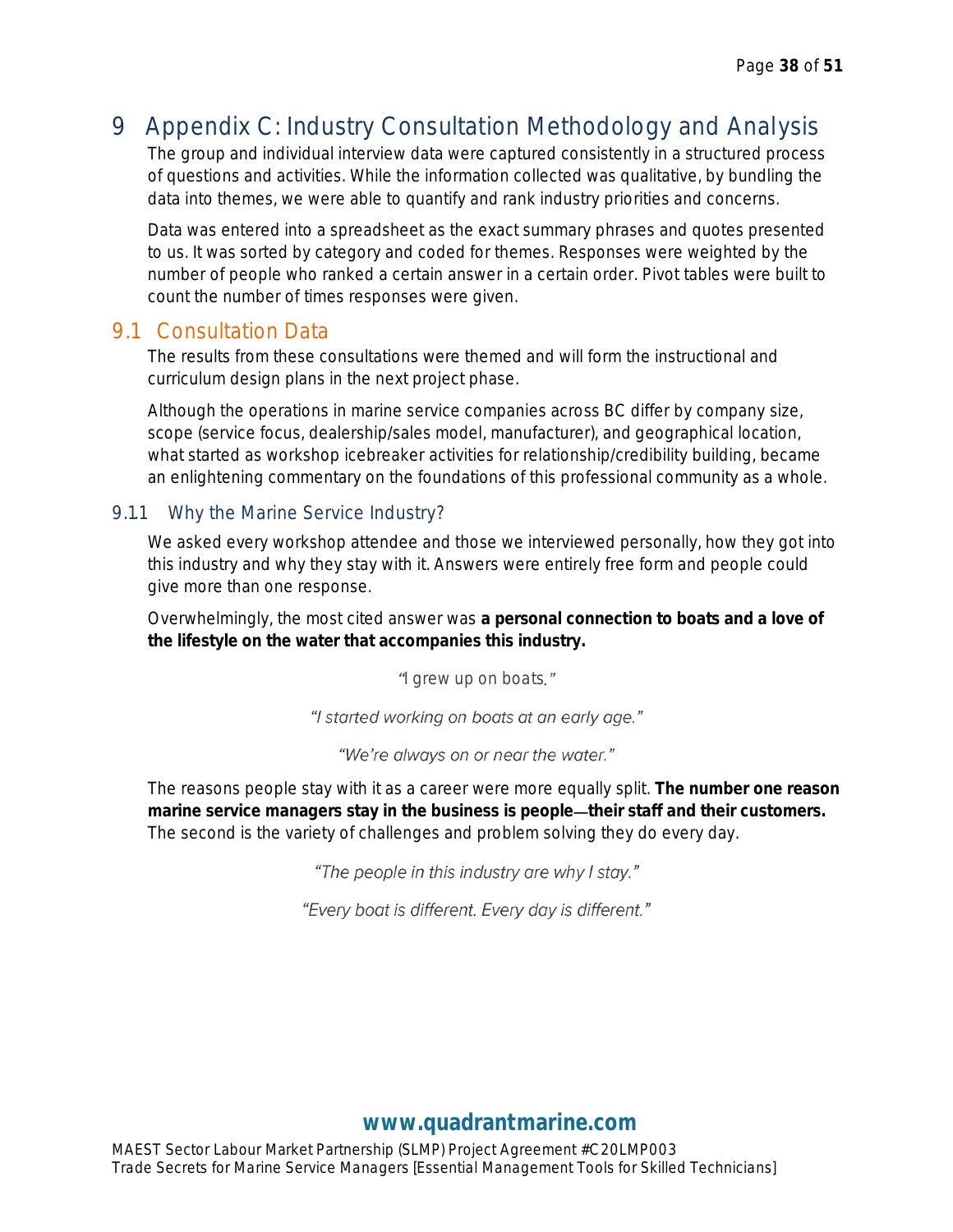# 9 Appendix C: Industry Consultation Methodology and Analysis

The group and individual interview data were captured consistently in a structured process of questions and activities. While the information collected was qualitative, by bundling the data into themes, we were able to quantify and rank industry priorities and concerns.

Data was entered into a spreadsheet as the exact summary phrases and quotes presented to us. It was sorted by category and coded for themes. Responses were weighted by the number of people who ranked a certain answer in a certain order. Pivot tables were built to count the number of times responses were given.

## 9.1 Consultation Data

The results from these consultations were themed and will form the instructional and curriculum design plans in the next project phase.

Although the operations in marine service companies across BC differ by company size, scope (service focus, dealership/sales model, manufacturer), and geographical location, what started as workshop icebreaker activities for relationship/credibility building, became an enlightening commentary on the foundations of this professional community as a whole.

### 9.11 Why the Marine Service Industry?

We asked every workshop attendee and those we interviewed personally, how they got into this industry and why they stay with it. Answers were entirely free form and people could give more than one response.

Overwhelmingly, the most cited answer was **a personal connection to boats and a love of the lifestyle on the water that accompanies this industry.**

*"I grew up on boats."*

*"I started working on boats at an early age."*

*"We're always on or near the water."*

The reasons people stay with it as a career were more equally split. **The number one reason marine service managers stay in the business is people—their staff and their customers.** The second is the variety of challenges and problem solving they do every day.

*"The people in this industry are why I stay."*

*"Every boat is different. Every day is different."*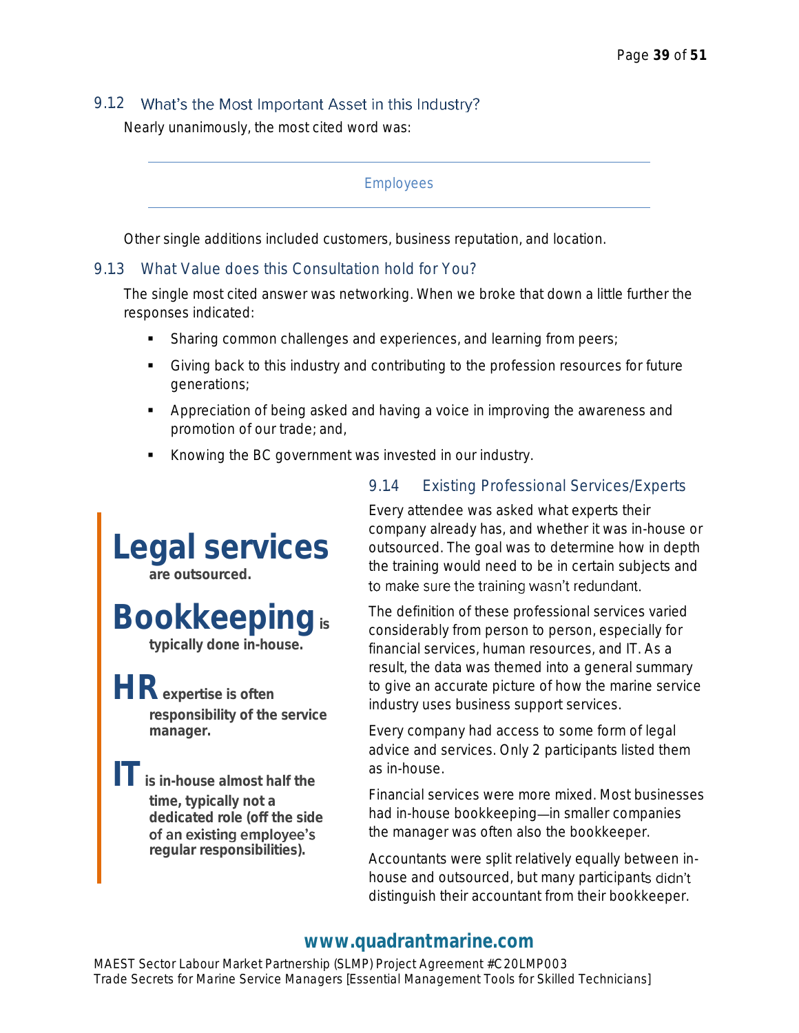## 9.12 What's the Most Important Asset in this Industry?

Nearly unanimously, the most cited word was:

Employees

Other single additions included customers, business reputation, and location.

## 9.13 What Value does this Consultation hold for You?

The single most cited answer was networking. When we broke that down a little further the responses indicated:

- Sharing common challenges and experiences, and learning from peers;
- Giving back to this industry and contributing to the profession resources for future generations;
- Appreciation of being asked and having a voice in improving the awareness and promotion of our trade; and,
- Knowing the BC government was invested in our industry.

## 9.14 Existing Professional Services/Experts

Every attendee was asked what experts their company already has, and whether it was in-house or outsourced. The goal was to determine how in depth the training would need to be in certain subjects and to make sure the training wasn't redundant.

The definition of these professional services varied considerably from person to person, especially for financial services, human resources, and IT. As a result, the data was themed into a general summary to give an accurate picture of how the marine service industry uses business support services.

Every company had access to some form of legal advice and services. Only 2 participants listed them as in-house.

Financial services were more mixed. Most businesses had in-house bookkeeping—in smaller companies the manager was often also the bookkeeper.

Accountants were split relatively equally between in-house and outsourced, but many participants didn't distinguish their accountant from their bookkeeper.

**Legal services** are outsourced.

**Bookkeeping** is typically done in-house.

**HR** expertise is often responsibility of the service manager.

**IT** is in-house almost half the time, typically not a dedicated role (off the side of an existing employee's regular responsibilities).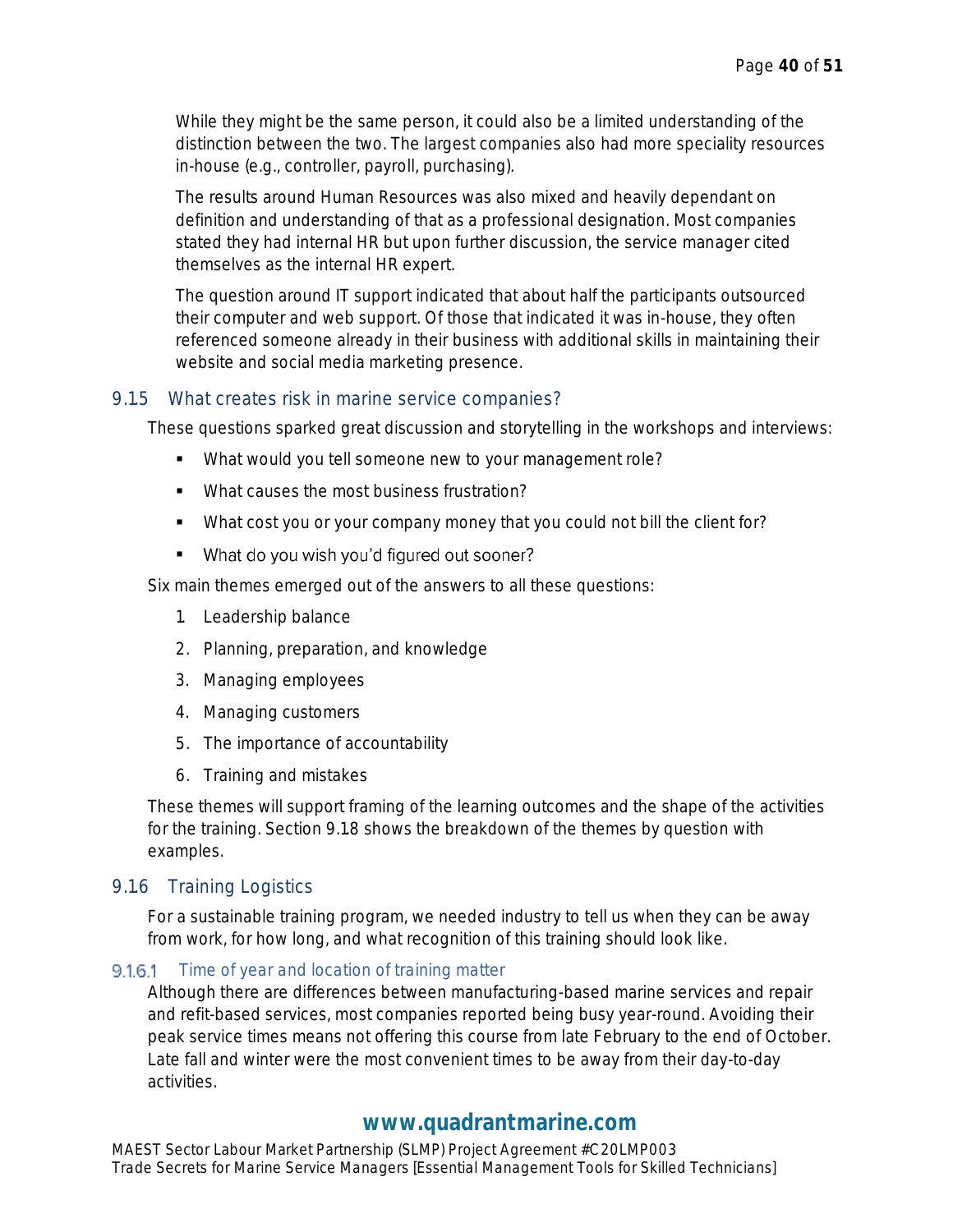While they might be the same person, it could also be a limited understanding of the distinction between the two. The largest companies also had more speciality resources in-house (e.g., controller, payroll, purchasing).

The results around Human Resources was also mixed and heavily dependant on definition and understanding of that as a professional designation. Most companies stated they had internal HR but upon further discussion, the service manager cited themselves as the internal HR expert.

The question around IT support indicated that about half the participants outsourced their computer and web support. Of those that indicated it was in-house, they often referenced someone already in their business with additional skills in maintaining their website and social media marketing presence.

## 9.15 What creates risk in marine service companies?

These questions sparked great discussion and storytelling in the workshops and interviews:

- What would you tell someone new to your management role?
- What causes the most business frustration?
- What cost you or your company money that you could not bill the client for?
- What do you wish you'd figured out sooner?

Six main themes emerged out of the answers to all these questions:

1. Leadership balance
2. Planning, preparation, and knowledge
3. Managing employees
4. Managing customers
5. The importance of accountability
6. Training and mistakes

These themes will support framing of the learning outcomes and the shape of the activities for the training. Section 9.18 shows the breakdown of the themes by question with examples.

## 9.16 Training Logistics

For a sustainable training program, we needed industry to tell us when they can be away from work, for how long, and what recognition of this training should look like.

### 9.16.1 Time of year and location of training matter

Although there are differences between manufacturing-based marine services and repair and refit-based services, most companies reported being busy year-round. Avoiding their peak service times means not offering this course from late February to the end of October. Late fall and winter were the most convenient times to be away from their day-to-day activities.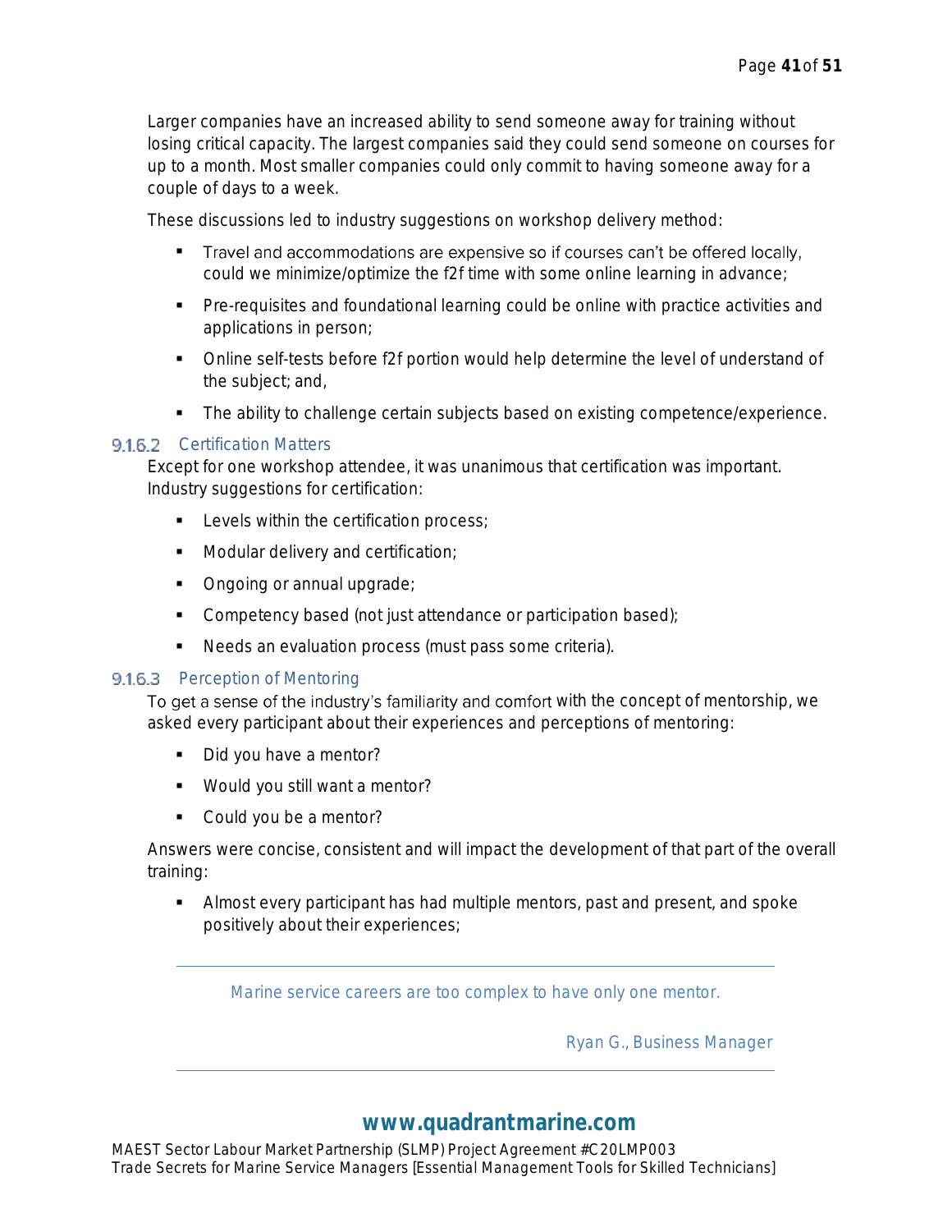Larger companies have an increased ability to send someone away for training without losing critical capacity. The largest companies said they could send someone on courses for up to a month. Most smaller companies could only commit to having someone away for a couple of days to a week.

These discussions led to industry suggestions on workshop delivery method:

- Travel and accommodations are expensive so if courses can't be offered locally, could we minimize/optimize the f2f time with some online learning in advance;
- Pre-requisites and foundational learning could be online with practice activities and applications in person;
- Online self-tests before f2f portion would help determine the level of understand of the subject; and,
- The ability to challenge certain subjects based on existing competence/experience.

#### 9.1.6.2 Certification Matters

Except for one workshop attendee, it was unanimous that certification was important. Industry suggestions for certification:

- Levels within the certification process;
- Modular delivery and certification;
- Ongoing or annual upgrade;
- Competency based (not just attendance or participation based);
- Needs an evaluation process (must pass some criteria).

#### 9.1.6.3 Perception of Mentoring

To get a sense of the industry's familiarity and comfort with the concept of mentorship, we asked every participant about their experiences and perceptions of mentoring:

- Did you have a mentor?
- Would you still want a mentor?
- Could you be a mentor?

Answers were concise, consistent and will impact the development of that part of the overall training:

- Almost every participant has had multiple mentors, past and present, and spoke positively about their experiences;

---

> Marine service careers are too complex to have only one mentor.
>
> Ryan G., Business Manager

---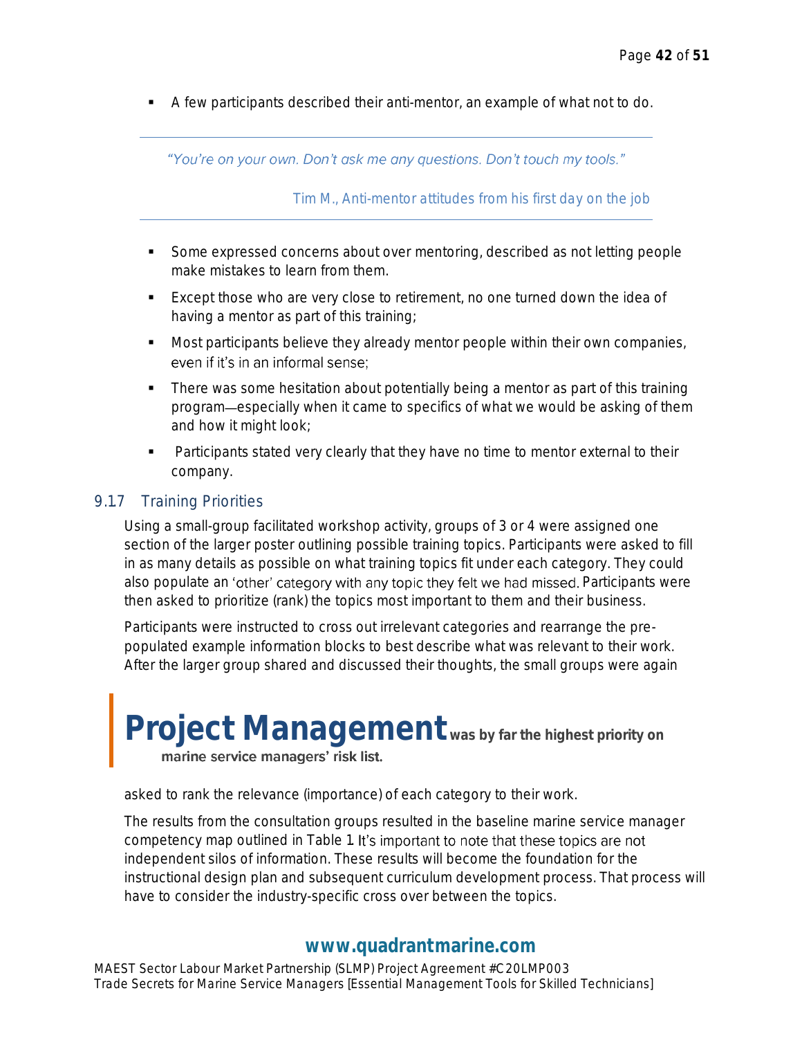- A few participants described their anti-mentor, an example of what not to do.

> *"You're on your own. Don't ask me any questions. Don't touch my tools."*
>
> Tim M., Anti-mentor attitudes from his first day on the job

- Some expressed concerns about over mentoring, described as not letting people make mistakes to learn from them.
- Except those who are very close to retirement, no one turned down the idea of having a mentor as part of this training;
- Most participants believe they already mentor people within their own companies, even if it's in an informal sense;
- There was some hesitation about potentially being a mentor as part of this training program—especially when it came to specifics of what we would be asking of them and how it might look;
- Participants stated very clearly that they have no time to mentor external to their company.

### 9.17 Training Priorities

Using a small-group facilitated workshop activity, groups of 3 or 4 were assigned one section of the larger poster outlining possible training topics. Participants were asked to fill in as many details as possible on what training topics fit under each category. They could also populate an 'other' category with any topic they felt we had missed. Participants were then asked to prioritize (rank) the topics most important to them and their business.

Participants were instructed to cross out irrelevant categories and rearrange the pre-populated example information blocks to best describe what was relevant to their work. After the larger group shared and discussed their thoughts, the small groups were again asked to rank the relevance (importance) of each category to their work.

> **Project Management** **was by far the highest priority on marine service managers' risk list.**

The results from the consultation groups resulted in the baseline marine service manager competency map outlined in Table 1. It's important to note that these topics are not independent silos of information. These results will become the foundation for the instructional design plan and subsequent curriculum development process. That process will have to consider the industry-specific cross over between the topics.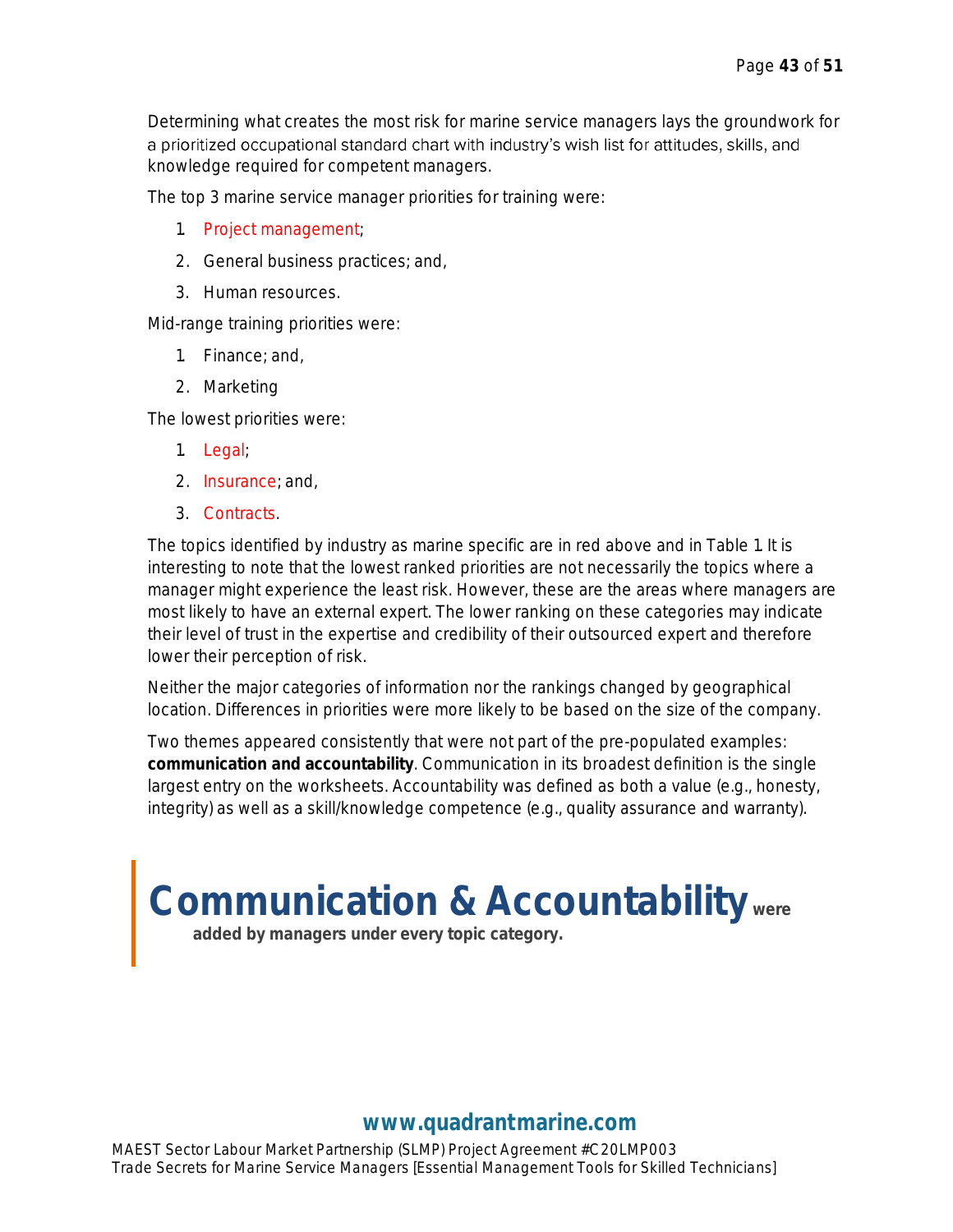Determining what creates the most risk for marine service managers lays the groundwork for a prioritized occupational standard chart with industry's wish list for attitudes, skills, and knowledge required for competent managers.

The top 3 marine service manager priorities for training were:

1. Project management;
2. General business practices; and,
3. Human resources.

Mid-range training priorities were:

1. Finance; and,
2. Marketing

The lowest priorities were:

1. Legal;
2. Insurance; and,
3. Contracts.

The topics identified by industry as marine specific are in red above and in Table 1. It is interesting to note that the lowest ranked priorities are not necessarily the topics where a manager might experience the least risk. However, these are the areas where managers are most likely to have an external expert. The lower ranking on these categories may indicate their level of trust in the expertise and credibility of their outsourced expert and therefore lower their perception of risk.

Neither the major categories of information nor the rankings changed by geographical location. Differences in priorities were more likely to be based on the size of the company.

Two themes appeared consistently that were not part of the pre-populated examples: **communication and accountability**. Communication in its broadest definition is the single largest entry on the worksheets. Accountability was defined as both a value (e.g., honesty, integrity) as well as a skill/knowledge competence (e.g., quality assurance and warranty).

> **Communication & Accountability were added by managers under every topic category.**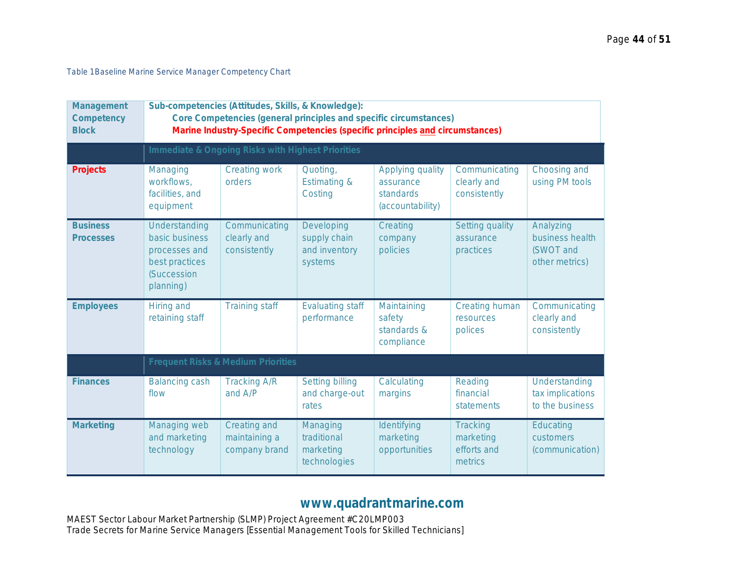Table 1Baseline Marine Service Manager Competency Chart

| Management Competency Block | Sub-competencies (Attitudes, Skills, & Knowledge): Core Competencies (general principles and specific circumstances) Marine Industry-Specific Competencies (specific principles and circumstances) | | | | | |
|---|---|---|---|---|---|---|
| | **Immediate & Ongoing Risks with Highest Priorities** | | | | | |
| **Projects** | Managing workflows, facilities, and equipment | Creating work orders | Quoting, Estimating & Costing | Applying quality assurance standards (accountability) | Communicating clearly and consistently | Choosing and using PM tools |
| **Business Processes** | Understanding basic business processes and best practices (Succession planning) | Communicating clearly and consistently | Developing supply chain and inventory systems | Creating company policies | Setting quality assurance practices | Analyzing business health (SWOT and other metrics) |
| **Employees** | Hiring and retaining staff | Training staff | Evaluating staff performance | Maintaining safety standards & compliance | Creating human resources polices | Communicating clearly and consistently |
| | **Frequent Risks & Medium Priorities** | | | | | |
| **Finances** | Balancing cash flow | Tracking A/R and A/P | Setting billing and charge-out rates | Calculating margins | Reading financial statements | Understanding tax implications to the business |
| **Marketing** | Managing web and marketing technology | Creating and maintaining a company brand | Managing traditional marketing technologies | Identifying marketing opportunities | Tracking marketing efforts and metrics | Educating customers (communication) |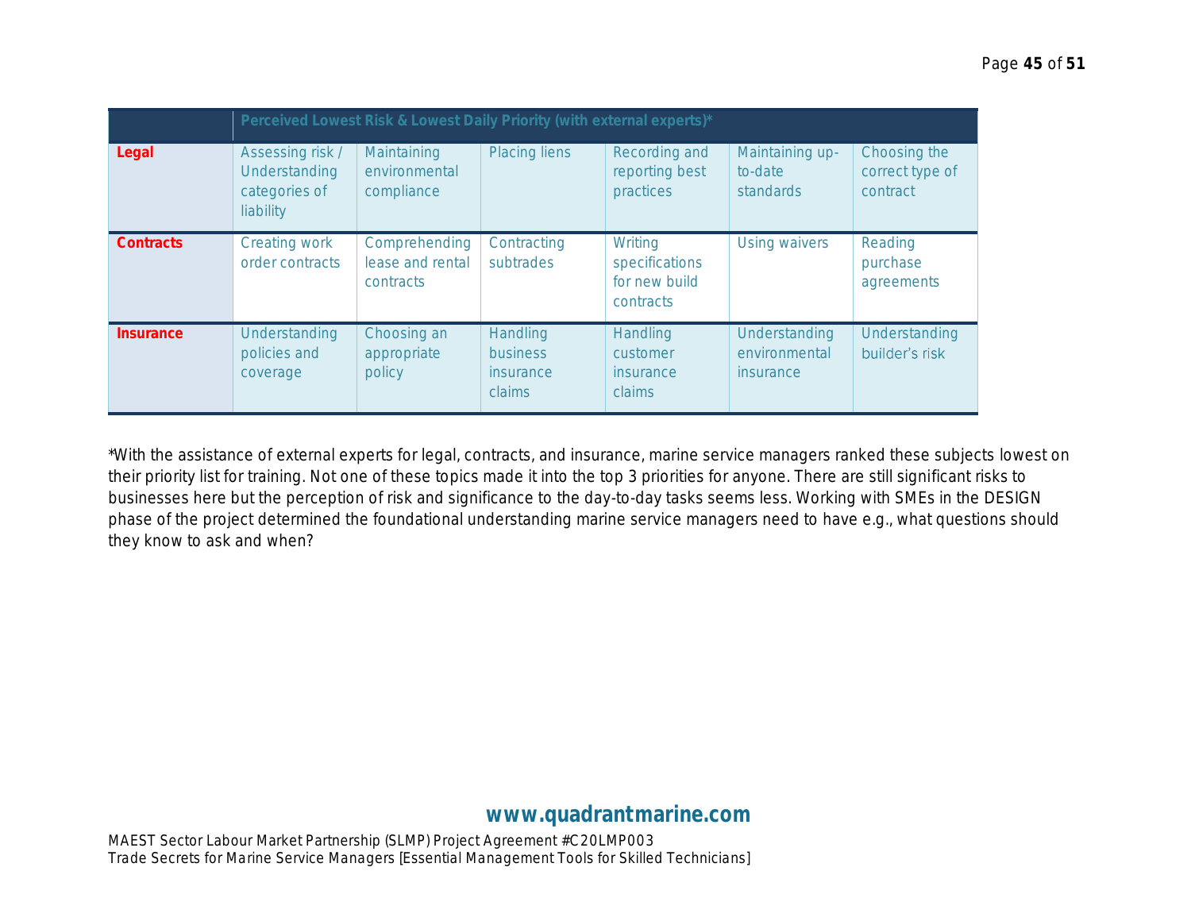| | Perceived Lowest Risk & Lowest Daily Priority (with external experts)* | | | | | |
|---|---|---|---|---|---|---|
| **Legal** | Assessing risk / Understanding categories of liability | Maintaining environmental compliance | Placing liens | Recording and reporting best practices | Maintaining up-to-date standards | Choosing the correct type of contract |
| **Contracts** | Creating work order contracts | Comprehending lease and rental contracts | Contracting subtrades | Writing specifications for new build contracts | Using waivers | Reading purchase agreements |
| **Insurance** | Understanding policies and coverage | Choosing an appropriate policy | Handling business insurance claims | Handling customer insurance claims | Understanding environmental insurance | Understanding builder's risk |

*With the assistance of external experts for legal, contracts, and insurance, marine service managers ranked these subjects lowest on their priority list for training. Not one of these topics made it into the top 3 priorities for anyone. There are still significant risks to businesses here but the perception of risk and significance to the day-to-day tasks seems less. Working with SMEs in the DESIGN phase of the project determined the foundational understanding marine service managers need to have e.g., what questions should they know to ask and when?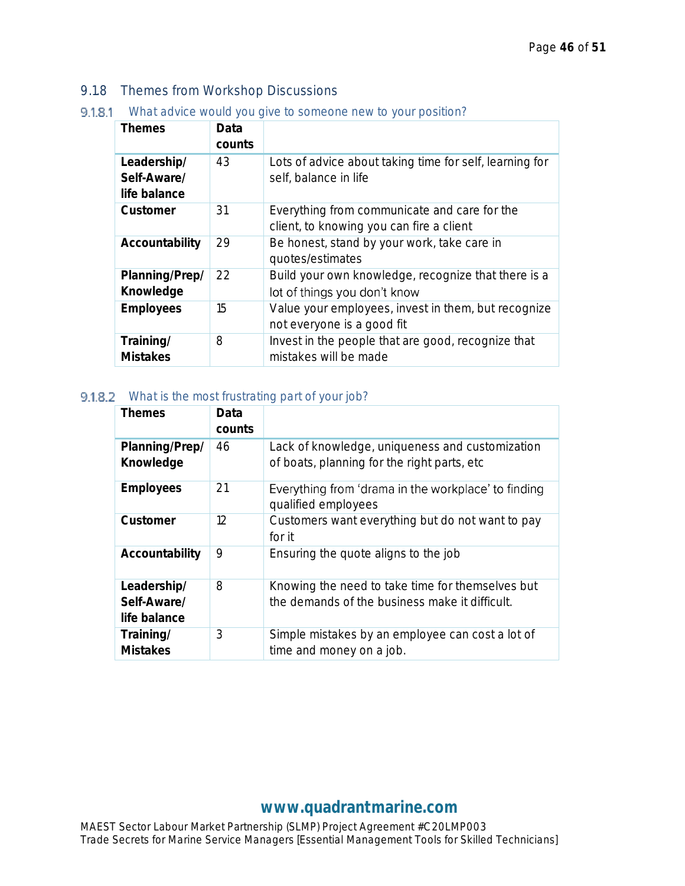## 9.18 Themes from Workshop Discussions

### 9.1.8.1 What advice would you give to someone new to your position?

| Themes | Data counts | |
|---|---|---|
| **Leadership/ Self-Aware/ life balance** | 43 | Lots of advice about taking time for self, learning for self, balance in life |
| **Customer** | 31 | Everything from communicate and care for the client, to knowing you can fire a client |
| **Accountability** | 29 | Be honest, stand by your work, take care in quotes/estimates |
| **Planning/Prep/ Knowledge** | 22 | Build your own knowledge, recognize that there is a lot of things you don't know |
| **Employees** | 15 | Value your employees, invest in them, but recognize not everyone is a good fit |
| **Training/ Mistakes** | 8 | Invest in the people that are good, recognize that mistakes will be made |

### 9.1.8.2 What is the most frustrating part of your job?

| Themes | Data counts | |
|---|---|---|
| **Planning/Prep/ Knowledge** | 46 | Lack of knowledge, uniqueness and customization of boats, planning for the right parts, etc |
| **Employees** | 21 | Everything from 'drama in the workplace' to finding qualified employees |
| **Customer** | 12 | Customers want everything but do not want to pay for it |
| **Accountability** | 9 | Ensuring the quote aligns to the job |
| **Leadership/ Self-Aware/ life balance** | 8 | Knowing the need to take time for themselves but the demands of the business make it difficult. |
| **Training/ Mistakes** | 3 | Simple mistakes by an employee can cost a lot of time and money on a job. |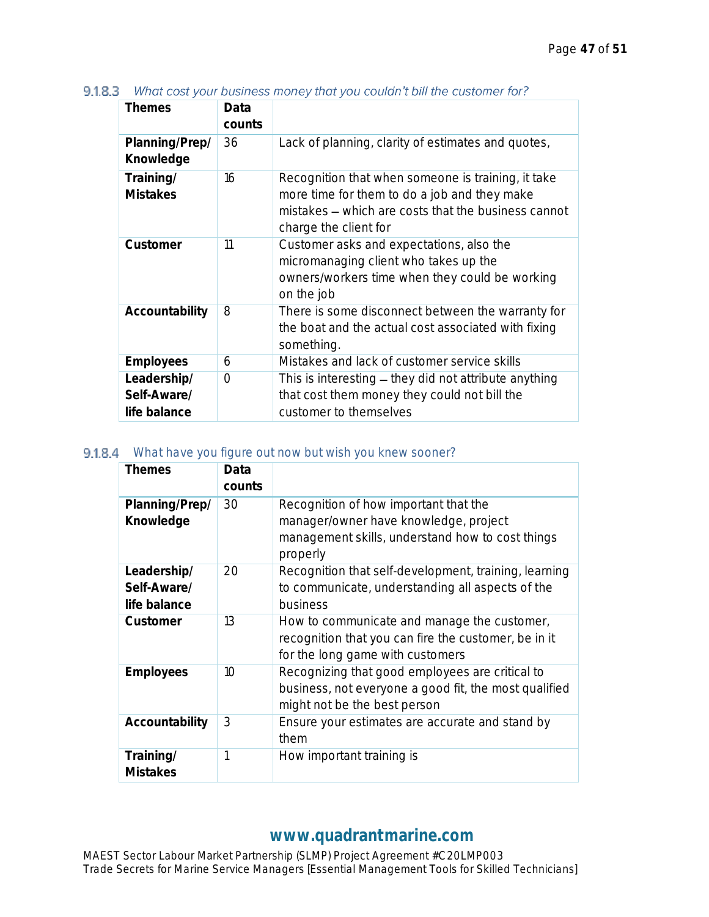#### 9.1.8.3 *What cost your business money that you couldn't bill the customer for?*

| Themes | Data counts | |
|---|---|---|
| **Planning/Prep/ Knowledge** | 36 | Lack of planning, clarity of estimates and quotes, |
| **Training/ Mistakes** | 16 | Recognition that when someone is training, it take more time for them to do a job and they make mistakes – which are costs that the business cannot charge the client for |
| **Customer** | 11 | Customer asks and expectations, also the micromanaging client who takes up the owners/workers time when they could be working on the job |
| **Accountability** | 8 | There is some disconnect between the warranty for the boat and the actual cost associated with fixing something. |
| **Employees** | 6 | Mistakes and lack of customer service skills |
| **Leadership/ Self-Aware/ life balance** | 0 | This is interesting – they did not attribute anything that cost them money they could not bill the customer to themselves |

#### 9.1.8.4 What have you figure out now but wish you knew sooner?

| Themes | Data counts | |
|---|---|---|
| **Planning/Prep/ Knowledge** | 30 | Recognition of how important that the manager/owner have knowledge, project management skills, understand how to cost things properly |
| **Leadership/ Self-Aware/ life balance** | 20 | Recognition that self-development, training, learning to communicate, understanding all aspects of the business |
| **Customer** | 13 | How to communicate and manage the customer, recognition that you can fire the customer, be in it for the long game with customers |
| **Employees** | 10 | Recognizing that good employees are critical to business, not everyone a good fit, the most qualified might not be the best person |
| **Accountability** | 3 | Ensure your estimates are accurate and stand by them |
| **Training/ Mistakes** | 1 | How important training is |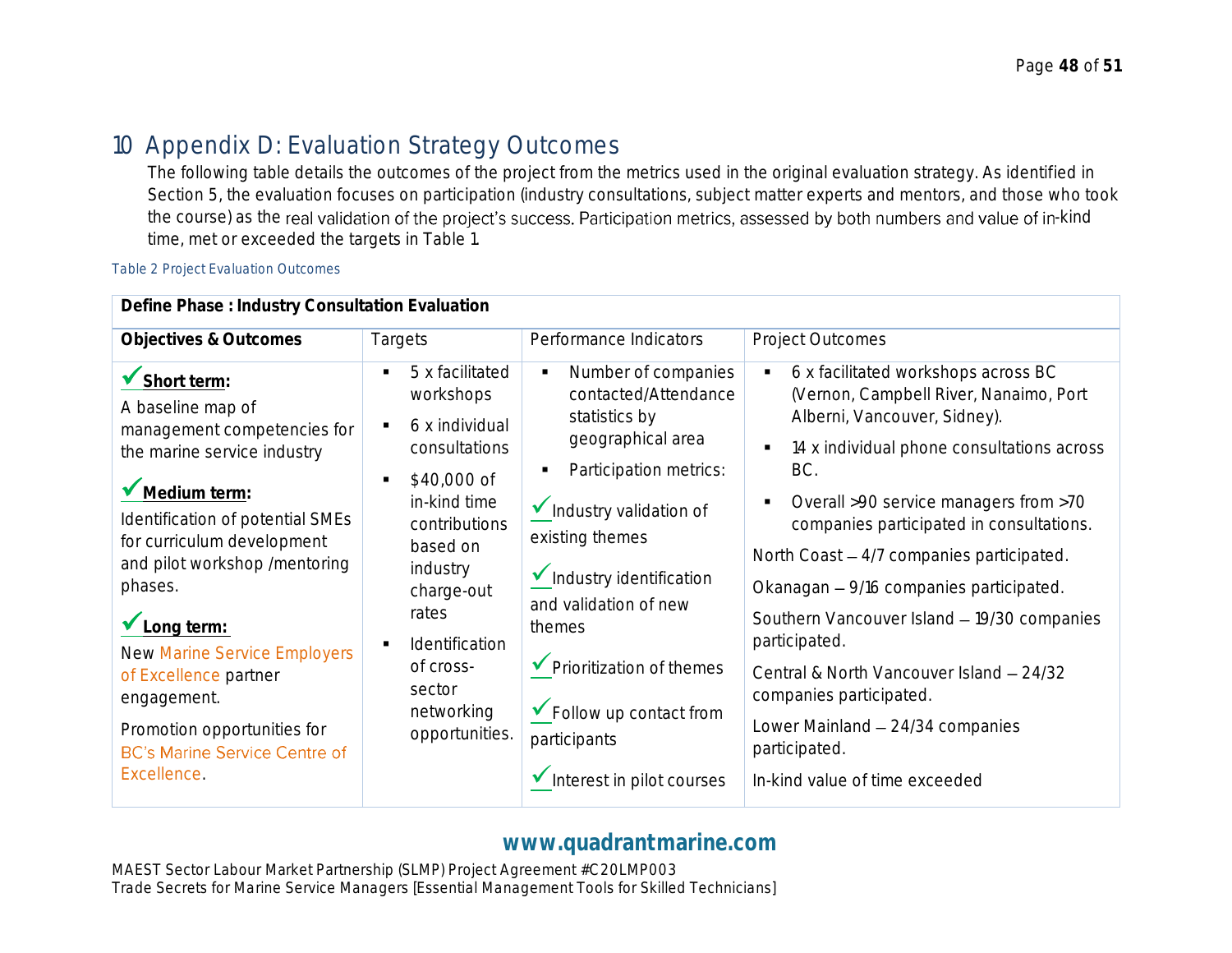# 10 Appendix D: Evaluation Strategy Outcomes

The following table details the outcomes of the project from the metrics used in the original evaluation strategy. As identified in Section 5, the evaluation focuses on participation (industry consultations, subject matter experts and mentors, and those who took the course) as the real validation of the project's success. Participation metrics, assessed by both numbers and value of in-kind time, met or exceeded the targets in Table 1.

Table 2 Project Evaluation Outcomes

| **Define Phase : Industry Consultation Evaluation** | | | |
|---|---|---|---|
| **Objectives & Outcomes** | Targets | Performance Indicators | Project Outcomes |
| ✓ **Short term:**<br>A baseline map of management competencies for the marine service industry<br><br>✓ **Medium term:**<br>Identification of potential SMEs for curriculum development and pilot workshop /mentoring phases.<br><br>✓ **Long term:**<br>New Marine Service Employers of Excellence partner engagement.<br><br>Promotion opportunities for BC's Marine Service Centre of Excellence. | ▪ 5 x facilitated workshops<br>▪ 6 x individual consultations<br>▪ $40,000 of in-kind time contributions based on industry charge-out rates<br>▪ Identification of cross-sector networking opportunities. | ▪ Number of companies contacted/Attendance statistics by geographical area<br>▪ Participation metrics:<br><br>✓ Industry validation of existing themes<br><br>✓ Industry identification and validation of new themes<br><br>✓ Prioritization of themes<br><br>✓ Follow up contact from participants<br><br>✓ Interest in pilot courses | ▪ 6 x facilitated workshops across BC (Vernon, Campbell River, Nanaimo, Port Alberni, Vancouver, Sidney).<br>▪ 14 x individual phone consultations across BC.<br>▪ Overall >90 service managers from >70 companies participated in consultations.<br><br>North Coast – 4/7 companies participated.<br><br>Okanagan – 9/16 companies participated.<br><br>Southern Vancouver Island – 19/30 companies participated.<br><br>Central & North Vancouver Island – 24/32 companies participated.<br><br>Lower Mainland – 24/34 companies participated.<br><br>In-kind value of time exceeded |

**www.quadrantmarine.com**

MAEST Sector Labour Market Partnership (SLMP) Project Agreement #C20LMP003
Trade Secrets for Marine Service Managers [Essential Management Tools for Skilled Technicians]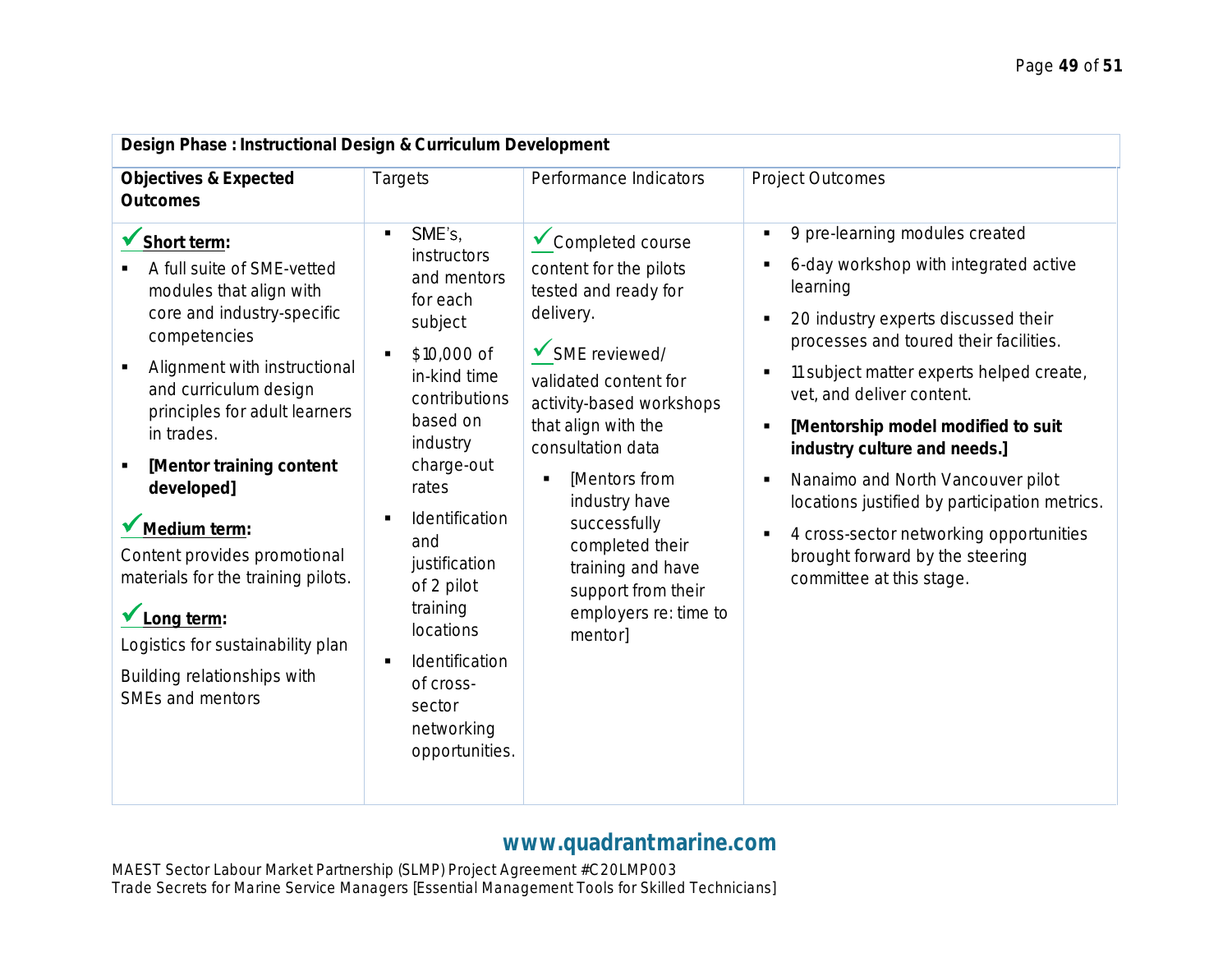| Design Phase : Instructional Design & Curriculum Development | | | |
|---|---|---|---|
| **Objectives & Expected Outcomes** | Targets | Performance Indicators | Project Outcomes |
| ✓ **Short term:**<br>▪ A full suite of SME-vetted modules that align with core and industry-specific competencies<br>▪ Alignment with instructional and curriculum design principles for adult learners in trades.<br>▪ **[Mentor training content developed]**<br><br>✓ **Medium term:**<br>Content provides promotional materials for the training pilots.<br><br>✓ **Long term:**<br>Logistics for sustainability plan<br>Building relationships with SMEs and mentors | ▪ SME's, instructors and mentors for each subject<br>▪ $10,000 of in-kind time contributions based on industry charge-out rates<br>▪ Identification and justification of 2 pilot training locations<br>▪ Identification of cross-sector networking opportunities. | ✓ Completed course content for the pilots tested and ready for delivery.<br><br>✓ SME reviewed/ validated content for activity-based workshops that align with the consultation data<br>▪ [Mentors from industry have successfully completed their training and have support from their employers re: time to mentor] | ▪ 9 pre-learning modules created<br>▪ 6-day workshop with integrated active learning<br>▪ 20 industry experts discussed their processes and toured their facilities.<br>▪ 11 subject matter experts helped create, vet, and deliver content.<br>▪ **[Mentorship model modified to suit industry culture and needs.]**<br>▪ Nanaimo and North Vancouver pilot locations justified by participation metrics.<br>▪ 4 cross-sector networking opportunities brought forward by the steering committee at this stage. |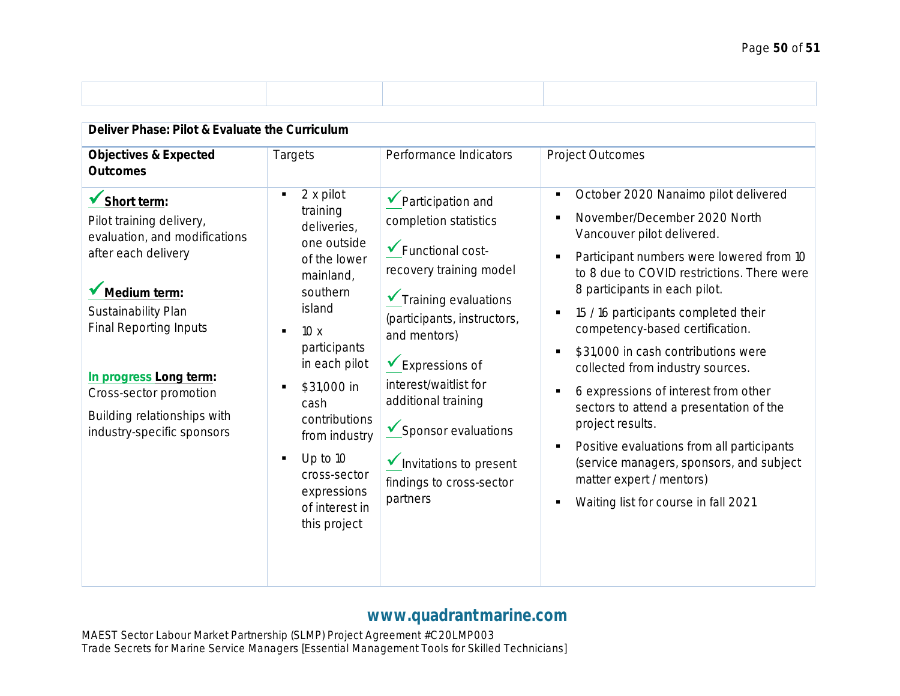| | | | |
|---|---|---|---|
| | | | |

| **Deliver Phase: Pilot & Evaluate the Curriculum** | | | |
|---|---|---|---|
| **Objectives & Expected Outcomes** | Targets | Performance Indicators | Project Outcomes |
| ✓ **Short term:** Pilot training delivery, evaluation, and modifications after each delivery<br><br>✓ **Medium term:** Sustainability Plan<br>Final Reporting Inputs<br><br>In progress **Long term:** Cross-sector promotion<br>Building relationships with industry-specific sponsors | ▪ 2 x pilot training deliveries, one outside of the lower mainland, southern island<br>▪ 10 x participants in each pilot<br>▪ $31,000 in cash contributions from industry<br>▪ Up to 10 cross-sector expressions of interest in this project | ✓ Participation and completion statistics<br>✓ Functional cost-recovery training model<br>✓ Training evaluations (participants, instructors, and mentors)<br>✓ Expressions of interest/waitlist for additional training<br>✓ Sponsor evaluations<br>✓ Invitations to present findings to cross-sector partners | ▪ October 2020 Nanaimo pilot delivered<br>▪ November/December 2020 North Vancouver pilot delivered.<br>▪ Participant numbers were lowered from 10 to 8 due to COVID restrictions. There were 8 participants in each pilot.<br>▪ 15 / 16 participants completed their competency-based certification.<br>▪ $31,000 in cash contributions were collected from industry sources.<br>▪ 6 expressions of interest from other sectors to attend a presentation of the project results.<br>▪ Positive evaluations from all participants (service managers, sponsors, and subject matter expert / mentors)<br>▪ Waiting list for course in fall 2021 |